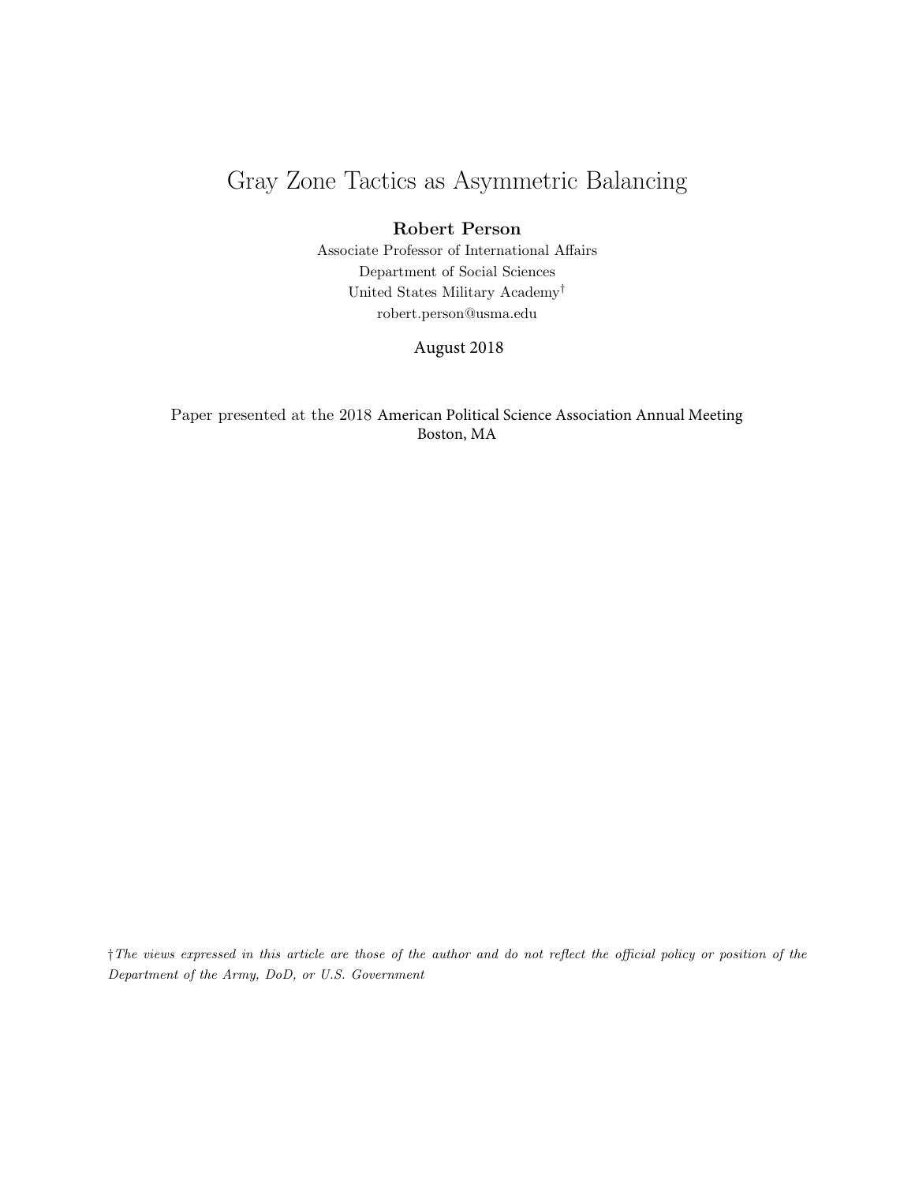# Gray Zone Tactics as Asymmetric Balancing

**Robert Person**

Associate Professor of International Affairs
Department of Social Sciences
United States Military Academy[†]
robert.person@usma.edu

August 2018

Paper presented at the 2018 American Political Science Association Annual Meeting
Boston, MA

[†] *The views expressed in this article are those of the author and do not reflect the official policy or position of the Department of the Army, DoD, or U.S. Government*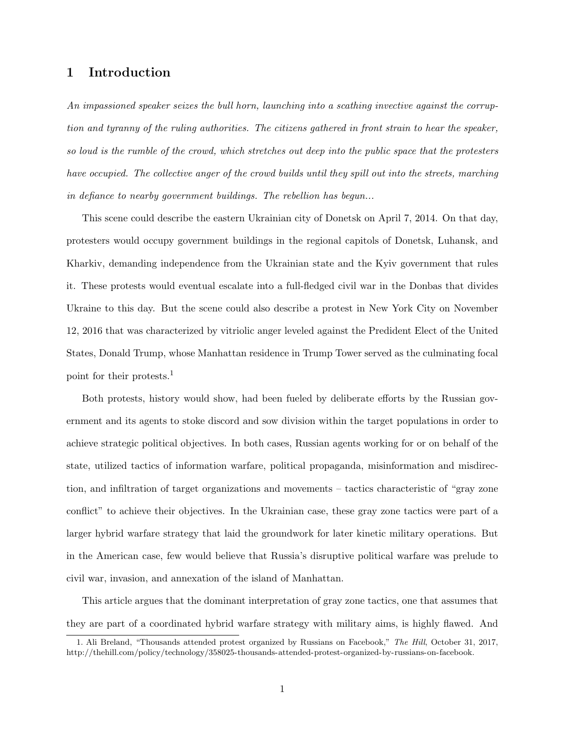# 1 Introduction

*An impassioned speaker seizes the bull horn, launching into a scathing invective against the corruption and tyranny of the ruling authorities. The citizens gathered in front strain to hear the speaker, so loud is the rumble of the crowd, which stretches out deep into the public space that the protesters have occupied. The collective anger of the crowd builds until they spill out into the streets, marching in defiance to nearby government buildings. The rebellion has begun...*

This scene could describe the eastern Ukrainian city of Donetsk on April 7, 2014. On that day, protesters would occupy government buildings in the regional capitols of Donetsk, Luhansk, and Kharkiv, demanding independence from the Ukrainian state and the Kyiv government that rules it. These protests would eventual escalate into a full-fledged civil war in the Donbas that divides Ukraine to this day. But the scene could also describe a protest in New York City on November 12, 2016 that was characterized by vitriolic anger leveled against the Predident Elect of the United States, Donald Trump, whose Manhattan residence in Trump Tower served as the culminating focal point for their protests.[1]

Both protests, history would show, had been fueled by deliberate efforts by the Russian government and its agents to stoke discord and sow division within the target populations in order to achieve strategic political objectives. In both cases, Russian agents working for or on behalf of the state, utilized tactics of information warfare, political propaganda, misinformation and misdirection, and infiltration of target organizations and movements – tactics characteristic of "gray zone conflict" to achieve their objectives. In the Ukrainian case, these gray zone tactics were part of a larger hybrid warfare strategy that laid the groundwork for later kinetic military operations. But in the American case, few would believe that Russia's disruptive political warfare was prelude to civil war, invasion, and annexation of the island of Manhattan.

This article argues that the dominant interpretation of gray zone tactics, one that assumes that they are part of a coordinated hybrid warfare strategy with military aims, is highly flawed. And

1. Ali Breland, "Thousands attended protest organized by Russians on Facebook," *The Hill*, October 31, 2017, http://thehill.com/policy/technology/358025-thousands-attended-protest-organized-by-russians-on-facebook.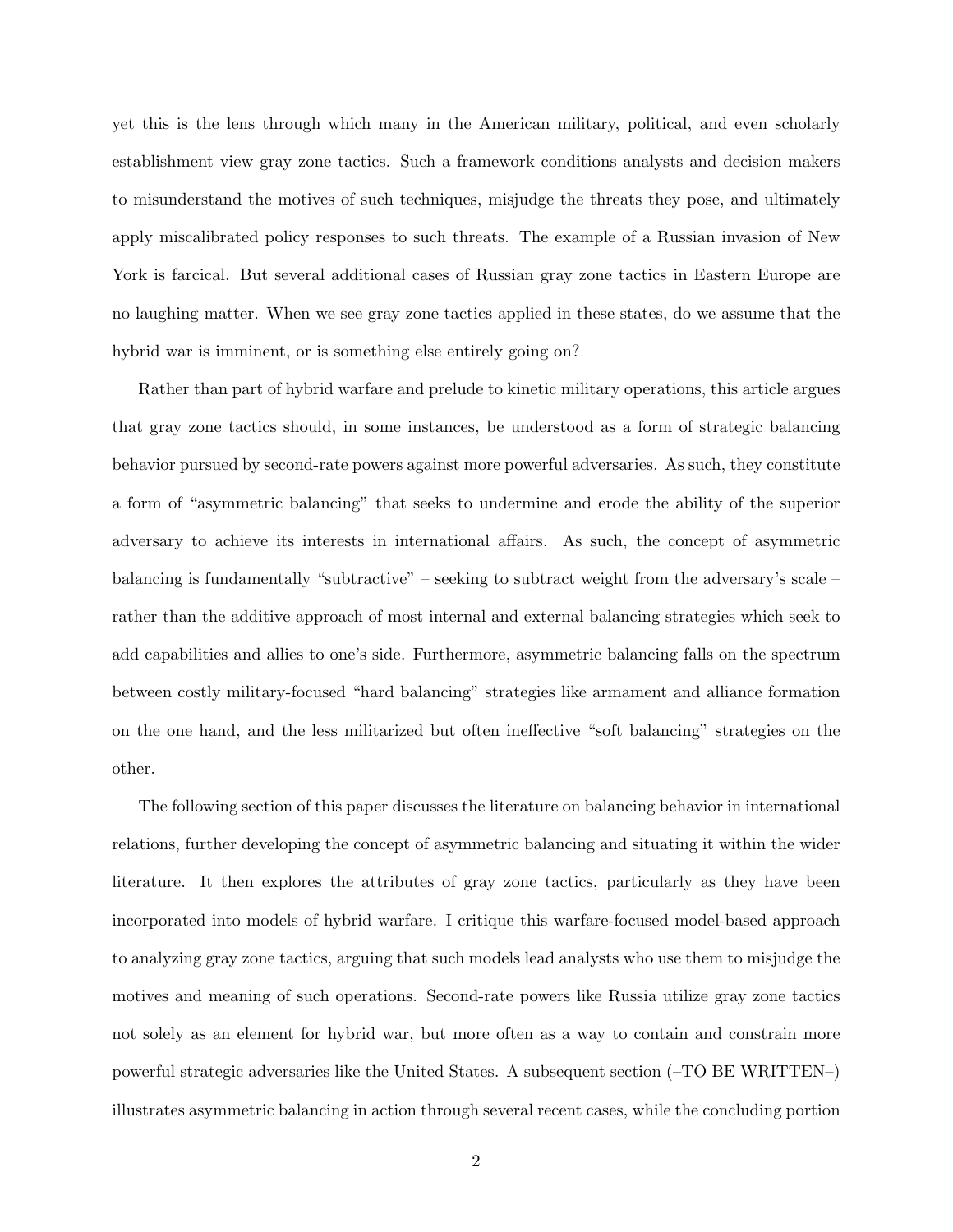yet this is the lens through which many in the American military, political, and even scholarly establishment view gray zone tactics. Such a framework conditions analysts and decision makers to misunderstand the motives of such techniques, misjudge the threats they pose, and ultimately apply miscalibrated policy responses to such threats. The example of a Russian invasion of New York is farcical. But several additional cases of Russian gray zone tactics in Eastern Europe are no laughing matter. When we see gray zone tactics applied in these states, do we assume that the hybrid war is imminent, or is something else entirely going on?

Rather than part of hybrid warfare and prelude to kinetic military operations, this article argues that gray zone tactics should, in some instances, be understood as a form of strategic balancing behavior pursued by second-rate powers against more powerful adversaries. As such, they constitute a form of "asymmetric balancing" that seeks to undermine and erode the ability of the superior adversary to achieve its interests in international affairs. As such, the concept of asymmetric balancing is fundamentally "subtractive" – seeking to subtract weight from the adversary's scale – rather than the additive approach of most internal and external balancing strategies which seek to add capabilities and allies to one's side. Furthermore, asymmetric balancing falls on the spectrum between costly military-focused "hard balancing" strategies like armament and alliance formation on the one hand, and the less militarized but often ineffective "soft balancing" strategies on the other.

The following section of this paper discusses the literature on balancing behavior in international relations, further developing the concept of asymmetric balancing and situating it within the wider literature. It then explores the attributes of gray zone tactics, particularly as they have been incorporated into models of hybrid warfare. I critique this warfare-focused model-based approach to analyzing gray zone tactics, arguing that such models lead analysts who use them to misjudge the motives and meaning of such operations. Second-rate powers like Russia utilize gray zone tactics not solely as an element for hybrid war, but more often as a way to contain and constrain more powerful strategic adversaries like the United States. A subsequent section (–TO BE WRITTEN–) illustrates asymmetric balancing in action through several recent cases, while the concluding portion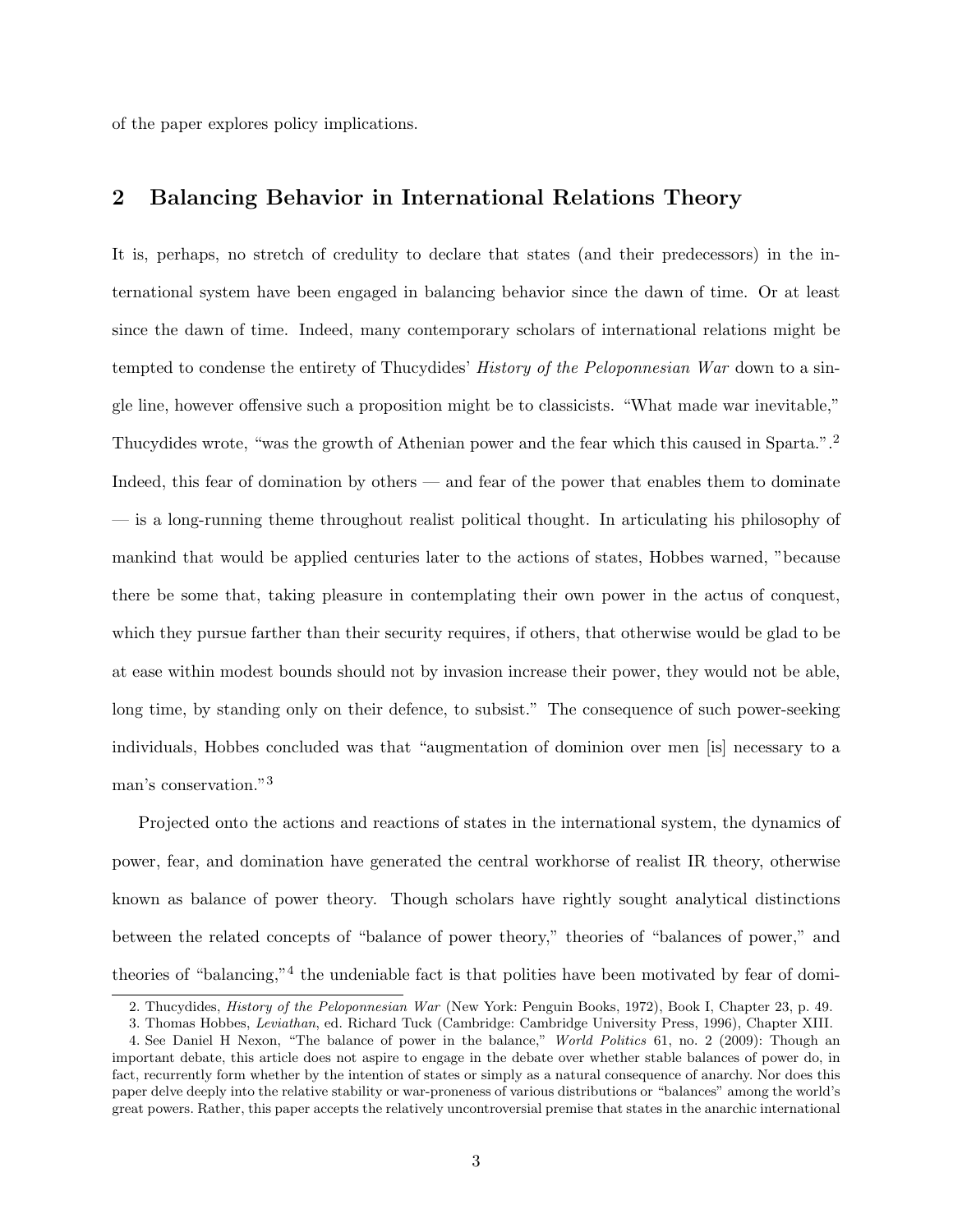of the paper explores policy implications.

## 2 Balancing Behavior in International Relations Theory

It is, perhaps, no stretch of credulity to declare that states (and their predecessors) in the international system have been engaged in balancing behavior since the dawn of time. Or at least since the dawn of time. Indeed, many contemporary scholars of international relations might be tempted to condense the entirety of Thucydides' *History of the Peloponnesian War* down to a single line, however offensive such a proposition might be to classicists. "What made war inevitable," Thucydides wrote, "was the growth of Athenian power and the fear which this caused in Sparta.".[2] Indeed, this fear of domination by others — and fear of the power that enables them to dominate — is a long-running theme throughout realist political thought. In articulating his philosophy of mankind that would be applied centuries later to the actions of states, Hobbes warned, "because there be some that, taking pleasure in contemplating their own power in the actus of conquest, which they pursue farther than their security requires, if others, that otherwise would be glad to be at ease within modest bounds should not by invasion increase their power, they would not be able, long time, by standing only on their defence, to subsist." The consequence of such power-seeking individuals, Hobbes concluded was that "augmentation of dominion over men [is] necessary to a man's conservation."[3]

Projected onto the actions and reactions of states in the international system, the dynamics of power, fear, and domination have generated the central workhorse of realist IR theory, otherwise known as balance of power theory. Though scholars have rightly sought analytical distinctions between the related concepts of "balance of power theory," theories of "balances of power," and theories of "balancing,"[4] the undeniable fact is that polities have been motivated by fear of domi-

2. Thucydides, *History of the Peloponnesian War* (New York: Penguin Books, 1972), Book I, Chapter 23, p. 49.

3. Thomas Hobbes, *Leviathan*, ed. Richard Tuck (Cambridge: Cambridge University Press, 1996), Chapter XIII.

4. See Daniel H Nexon, "The balance of power in the balance," *World Politics* 61, no. 2 (2009): Though an important debate, this article does not aspire to engage in the debate over whether stable balances of power do, in fact, recurrently form whether by the intention of states or simply as a natural consequence of anarchy. Nor does this paper delve deeply into the relative stability or war-proneness of various distributions or "balances" among the world's great powers. Rather, this paper accepts the relatively uncontroversial premise that states in the anarchic international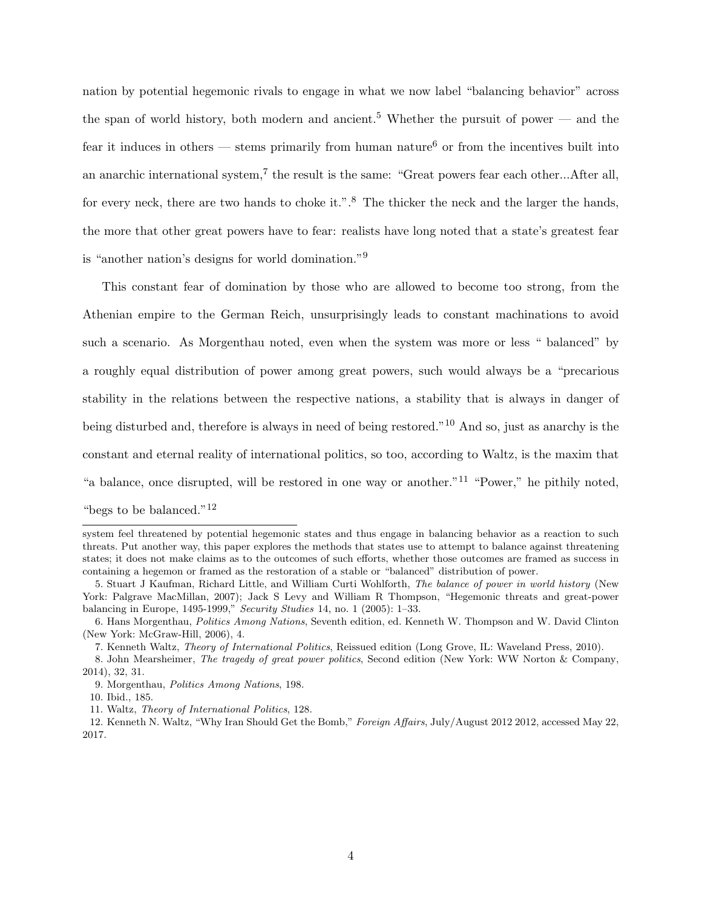nation by potential hegemonic rivals to engage in what we now label "balancing behavior" across the span of world history, both modern and ancient.[5] Whether the pursuit of power — and the fear it induces in others — stems primarily from human nature[6] or from the incentives built into an anarchic international system,[7] the result is the same: "Great powers fear each other...After all, for every neck, there are two hands to choke it.".[8] The thicker the neck and the larger the hands, the more that other great powers have to fear: realists have long noted that a state's greatest fear is "another nation's designs for world domination."[9]

This constant fear of domination by those who are allowed to become too strong, from the Athenian empire to the German Reich, unsurprisingly leads to constant machinations to avoid such a scenario. As Morgenthau noted, even when the system was more or less " balanced" by a roughly equal distribution of power among great powers, such would always be a "precarious stability in the relations between the respective nations, a stability that is always in danger of being disturbed and, therefore is always in need of being restored."[10] And so, just as anarchy is the constant and eternal reality of international politics, so too, according to Waltz, is the maxim that "a balance, once disrupted, will be restored in one way or another."[11] "Power," he pithily noted, "begs to be balanced."[12]

---

system feel threatened by potential hegemonic states and thus engage in balancing behavior as a reaction to such threats. Put another way, this paper explores the methods that states use to attempt to balance against threatening states; it does not make claims as to the outcomes of such efforts, whether those outcomes are framed as success in containing a hegemon or framed as the restoration of a stable or "balanced" distribution of power.

5. Stuart J Kaufman, Richard Little, and William Curti Wohlforth, *The balance of power in world history* (New York: Palgrave MacMillan, 2007); Jack S Levy and William R Thompson, "Hegemonic threats and great-power balancing in Europe, 1495-1999," *Security Studies* 14, no. 1 (2005): 1–33.

6. Hans Morgenthau, *Politics Among Nations*, Seventh edition, ed. Kenneth W. Thompson and W. David Clinton (New York: McGraw-Hill, 2006), 4.

7. Kenneth Waltz, *Theory of International Politics*, Reissued edition (Long Grove, IL: Waveland Press, 2010).

8. John Mearsheimer, *The tragedy of great power politics*, Second edition (New York: WW Norton & Company, 2014), 32, 31.

9. Morgenthau, *Politics Among Nations*, 198.

10. Ibid., 185.

11. Waltz, *Theory of International Politics*, 128.

12. Kenneth N. Waltz, "Why Iran Should Get the Bomb," *Foreign Affairs*, July/August 2012 2012, accessed May 22, 2017.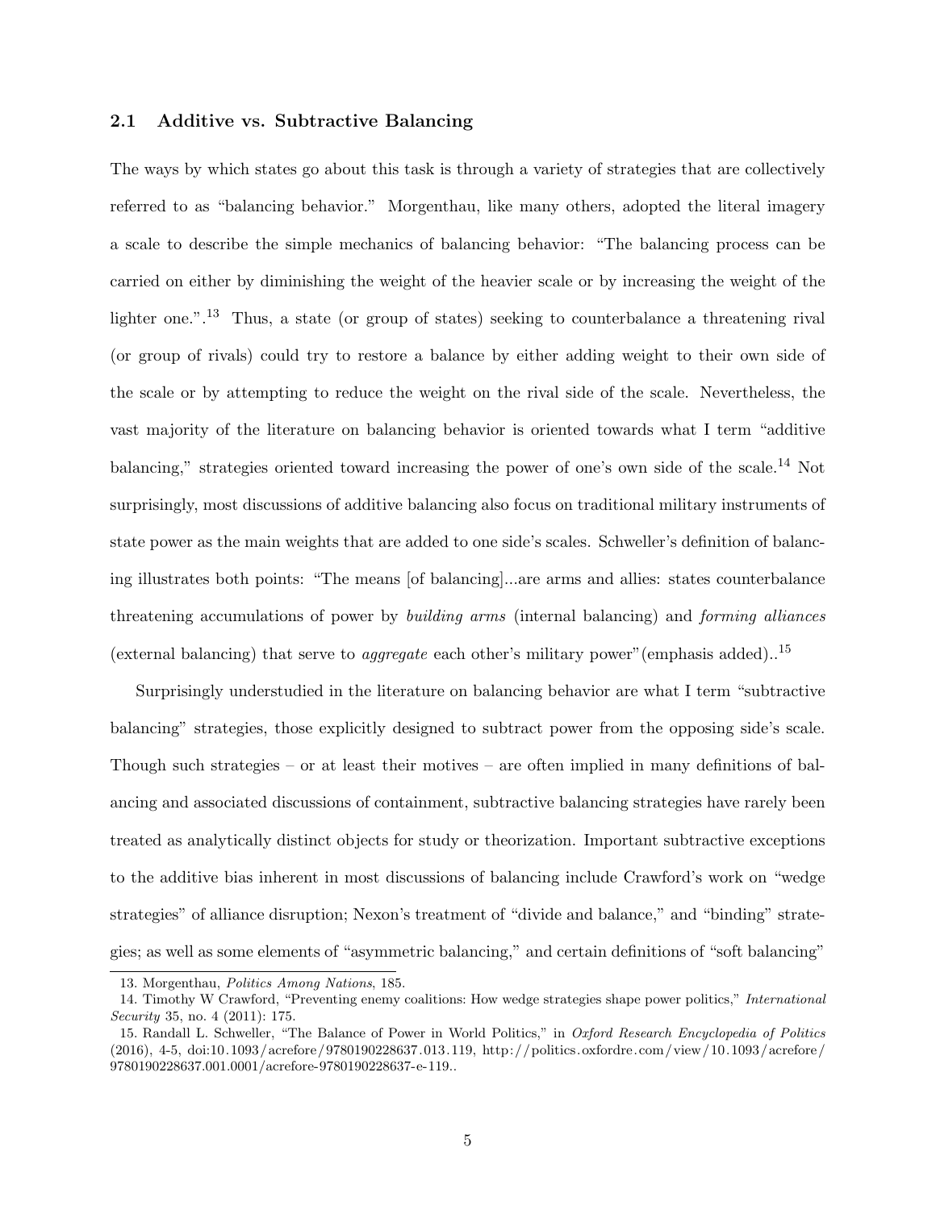## 2.1 Additive vs. Subtractive Balancing

The ways by which states go about this task is through a variety of strategies that are collectively referred to as "balancing behavior." Morgenthau, like many others, adopted the literal imagery a scale to describe the simple mechanics of balancing behavior: "The balancing process can be carried on either by diminishing the weight of the heavier scale or by increasing the weight of the lighter one.".[13] Thus, a state (or group of states) seeking to counterbalance a threatening rival (or group of rivals) could try to restore a balance by either adding weight to their own side of the scale or by attempting to reduce the weight on the rival side of the scale. Nevertheless, the vast majority of the literature on balancing behavior is oriented towards what I term "additive balancing," strategies oriented toward increasing the power of one's own side of the scale.[14] Not surprisingly, most discussions of additive balancing also focus on traditional military instruments of state power as the main weights that are added to one side's scales. Schweller's definition of balancing illustrates both points: "The means [of balancing]...are arms and allies: states counterbalance threatening accumulations of power by *building arms* (internal balancing) and *forming alliances* (external balancing) that serve to *aggregate* each other's military power"(emphasis added)..[15]

Surprisingly understudied in the literature on balancing behavior are what I term "subtractive balancing" strategies, those explicitly designed to subtract power from the opposing side's scale. Though such strategies – or at least their motives – are often implied in many definitions of balancing and associated discussions of containment, subtractive balancing strategies have rarely been treated as analytically distinct objects for study or theorization. Important subtractive exceptions to the additive bias inherent in most discussions of balancing include Crawford's work on "wedge strategies" of alliance disruption; Nexon's treatment of "divide and balance," and "binding" strategies; as well as some elements of "asymmetric balancing," and certain definitions of "soft balancing"

13. Morgenthau, *Politics Among Nations*, 185.

14. Timothy W Crawford, "Preventing enemy coalitions: How wedge strategies shape power politics," *International Security* 35, no. 4 (2011): 175.

15. Randall L. Schweller, "The Balance of Power in World Politics," in *Oxford Research Encyclopedia of Politics* (2016), 4-5, doi:10.1093/acrefore/9780190228637.013.119, http://politics.oxfordre.com/view/10.1093/acrefore/9780190228637.001.0001/acrefore-9780190228637-e-119..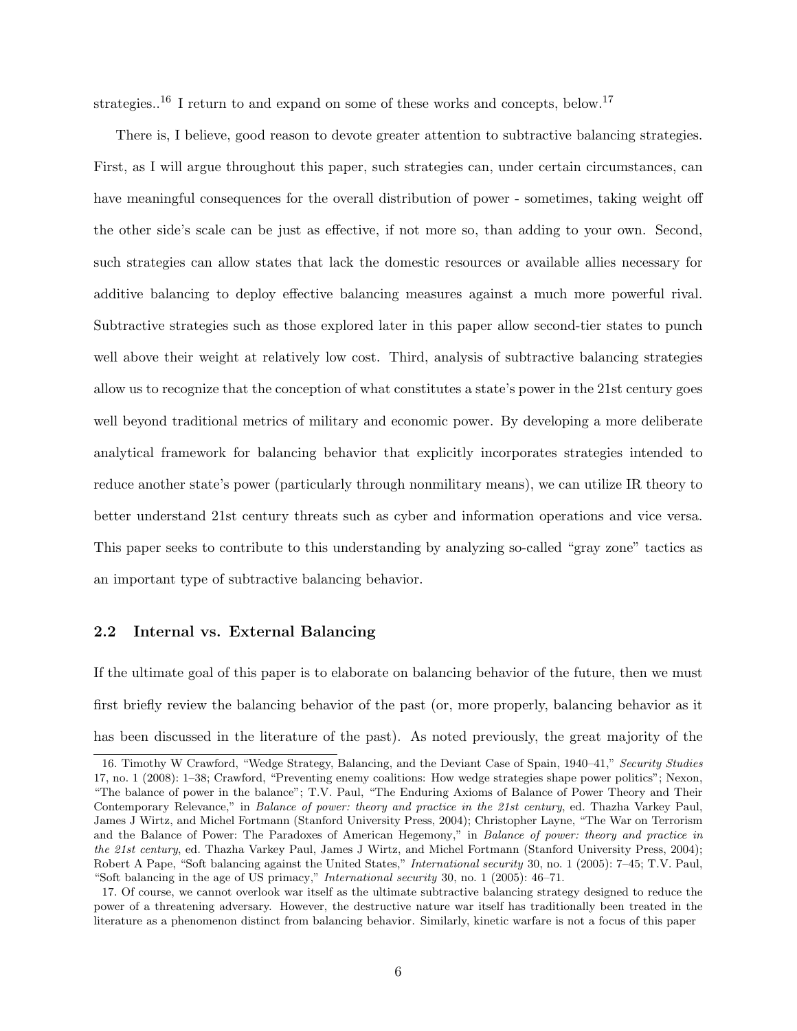strategies..[16] I return to and expand on some of these works and concepts, below.[17]

There is, I believe, good reason to devote greater attention to subtractive balancing strategies. First, as I will argue throughout this paper, such strategies can, under certain circumstances, can have meaningful consequences for the overall distribution of power - sometimes, taking weight off the other side's scale can be just as effective, if not more so, than adding to your own. Second, such strategies can allow states that lack the domestic resources or available allies necessary for additive balancing to deploy effective balancing measures against a much more powerful rival. Subtractive strategies such as those explored later in this paper allow second-tier states to punch well above their weight at relatively low cost. Third, analysis of subtractive balancing strategies allow us to recognize that the conception of what constitutes a state's power in the 21st century goes well beyond traditional metrics of military and economic power. By developing a more deliberate analytical framework for balancing behavior that explicitly incorporates strategies intended to reduce another state's power (particularly through nonmilitary means), we can utilize IR theory to better understand 21st century threats such as cyber and information operations and vice versa. This paper seeks to contribute to this understanding by analyzing so-called "gray zone" tactics as an important type of subtractive balancing behavior.

## 2.2 Internal vs. External Balancing

If the ultimate goal of this paper is to elaborate on balancing behavior of the future, then we must first briefly review the balancing behavior of the past (or, more properly, balancing behavior as it has been discussed in the literature of the past). As noted previously, the great majority of the

---

16. Timothy W Crawford, "Wedge Strategy, Balancing, and the Deviant Case of Spain, 1940–41," *Security Studies* 17, no. 1 (2008): 1–38; Crawford, "Preventing enemy coalitions: How wedge strategies shape power politics"; Nexon, "The balance of power in the balance"; T.V. Paul, "The Enduring Axioms of Balance of Power Theory and Their Contemporary Relevance," in *Balance of power: theory and practice in the 21st century*, ed. Thazha Varkey Paul, James J Wirtz, and Michel Fortmann (Stanford University Press, 2004); Christopher Layne, "The War on Terrorism and the Balance of Power: The Paradoxes of American Hegemony," in *Balance of power: theory and practice in the 21st century*, ed. Thazha Varkey Paul, James J Wirtz, and Michel Fortmann (Stanford University Press, 2004); Robert A Pape, "Soft balancing against the United States," *International security* 30, no. 1 (2005): 7–45; T.V. Paul, "Soft balancing in the age of US primacy," *International security* 30, no. 1 (2005): 46–71.

17. Of course, we cannot overlook war itself as the ultimate subtractive balancing strategy designed to reduce the power of a threatening adversary. However, the destructive nature war itself has traditionally been treated in the literature as a phenomenon distinct from balancing behavior. Similarly, kinetic warfare is not a focus of this paper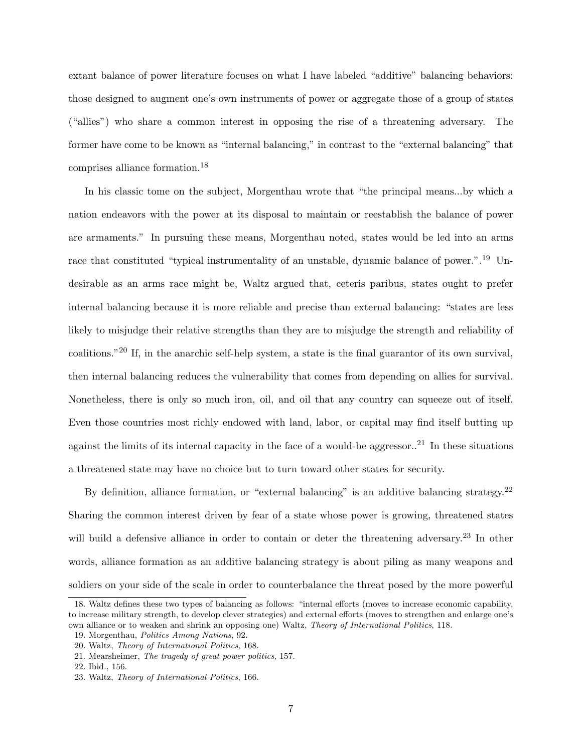extant balance of power literature focuses on what I have labeled "additive" balancing behaviors: those designed to augment one's own instruments of power or aggregate those of a group of states ("allies") who share a common interest in opposing the rise of a threatening adversary. The former have come to be known as "internal balancing," in contrast to the "external balancing" that comprises alliance formation.[18]

In his classic tome on the subject, Morgenthau wrote that "the principal means...by which a nation endeavors with the power at its disposal to maintain or reestablish the balance of power are armaments." In pursuing these means, Morgenthau noted, states would be led into an arms race that constituted "typical instrumentality of an unstable, dynamic balance of power.".[19] Undesirable as an arms race might be, Waltz argued that, ceteris paribus, states ought to prefer internal balancing because it is more reliable and precise than external balancing: "states are less likely to misjudge their relative strengths than they are to misjudge the strength and reliability of coalitions."[20] If, in the anarchic self-help system, a state is the final guarantor of its own survival, then internal balancing reduces the vulnerability that comes from depending on allies for survival. Nonetheless, there is only so much iron, oil, and oil that any country can squeeze out of itself. Even those countries most richly endowed with land, labor, or capital may find itself butting up against the limits of its internal capacity in the face of a would-be aggressor..[21] In these situations a threatened state may have no choice but to turn toward other states for security.

By definition, alliance formation, or "external balancing" is an additive balancing strategy.[22] Sharing the common interest driven by fear of a state whose power is growing, threatened states will build a defensive alliance in order to contain or deter the threatening adversary.[23] In other words, alliance formation as an additive balancing strategy is about piling as many weapons and soldiers on your side of the scale in order to counterbalance the threat posed by the more powerful

18. Waltz defines these two types of balancing as follows: "internal efforts (moves to increase economic capability, to increase military strength, to develop clever strategies) and external efforts (moves to strengthen and enlarge one's own alliance or to weaken and shrink an opposing one) Waltz, *Theory of International Politics*, 118.

19. Morgenthau, *Politics Among Nations*, 92.

20. Waltz, *Theory of International Politics*, 168.

21. Mearsheimer, *The tragedy of great power politics*, 157.

22. Ibid., 156.

23. Waltz, *Theory of International Politics*, 166.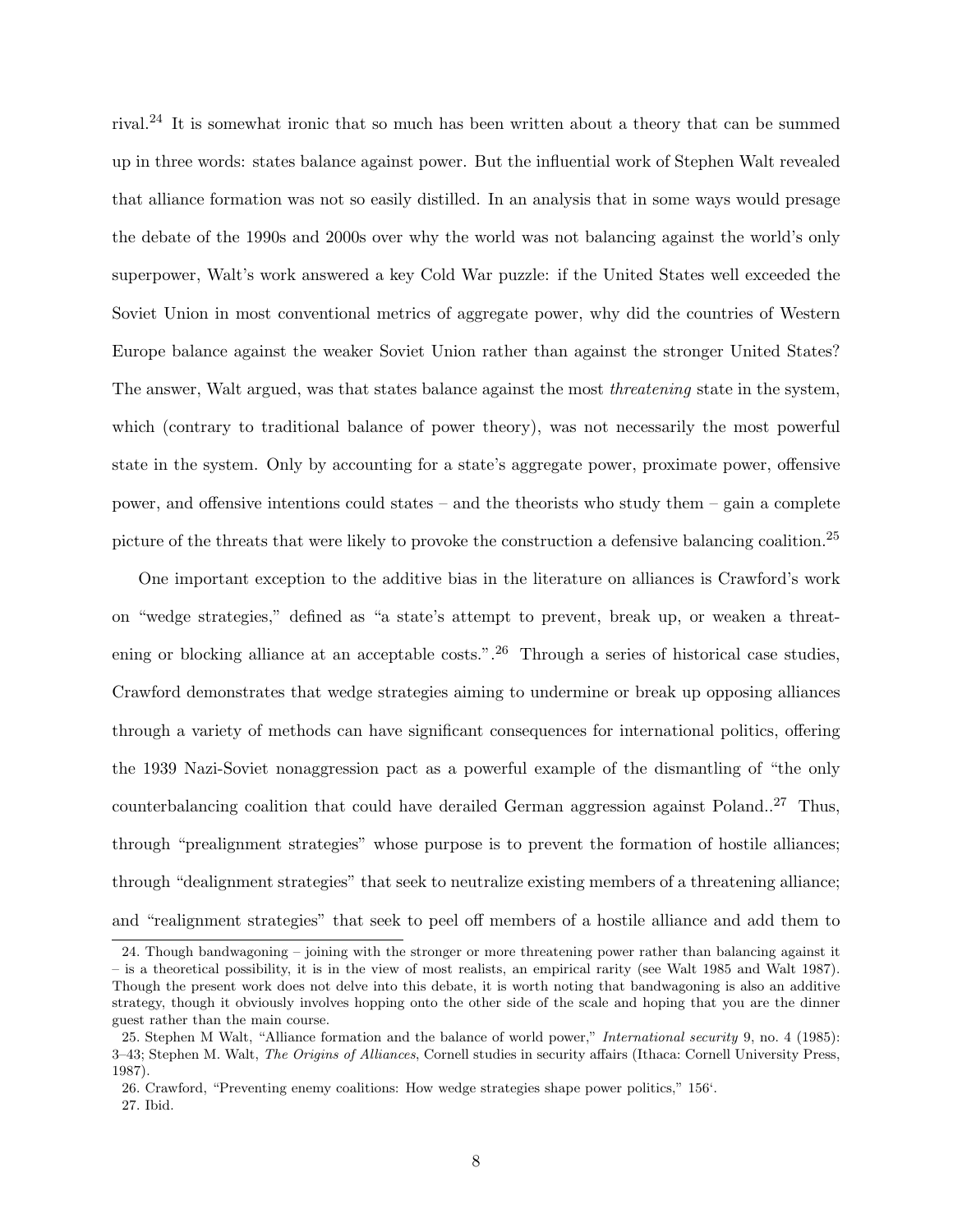rival.[24] It is somewhat ironic that so much has been written about a theory that can be summed up in three words: states balance against power. But the influential work of Stephen Walt revealed that alliance formation was not so easily distilled. In an analysis that in some ways would presage the debate of the 1990s and 2000s over why the world was not balancing against the world's only superpower, Walt's work answered a key Cold War puzzle: if the United States well exceeded the Soviet Union in most conventional metrics of aggregate power, why did the countries of Western Europe balance against the weaker Soviet Union rather than against the stronger United States? The answer, Walt argued, was that states balance against the most *threatening* state in the system, which (contrary to traditional balance of power theory), was not necessarily the most powerful state in the system. Only by accounting for a state's aggregate power, proximate power, offensive power, and offensive intentions could states – and the theorists who study them – gain a complete picture of the threats that were likely to provoke the construction a defensive balancing coalition.[25]

One important exception to the additive bias in the literature on alliances is Crawford's work on "wedge strategies," defined as "a state's attempt to prevent, break up, or weaken a threatening or blocking alliance at an acceptable costs.".[26] Through a series of historical case studies, Crawford demonstrates that wedge strategies aiming to undermine or break up opposing alliances through a variety of methods can have significant consequences for international politics, offering the 1939 Nazi-Soviet nonaggression pact as a powerful example of the dismantling of "the only counterbalancing coalition that could have derailed German aggression against Poland..[27] Thus, through "prealignment strategies" whose purpose is to prevent the formation of hostile alliances; through "dealignment strategies" that seek to neutralize existing members of a threatening alliance; and "realignment strategies" that seek to peel off members of a hostile alliance and add them to

24. Though bandwagoning – joining with the stronger or more threatening power rather than balancing against it – is a theoretical possibility, it is in the view of most realists, an empirical rarity (see Walt 1985 and Walt 1987). Though the present work does not delve into this debate, it is worth noting that bandwagoning is also an additive strategy, though it obviously involves hopping onto the other side of the scale and hoping that you are the dinner guest rather than the main course.

25. Stephen M Walt, "Alliance formation and the balance of world power," *International security* 9, no. 4 (1985): 3–43; Stephen M. Walt, *The Origins of Alliances*, Cornell studies in security affairs (Ithaca: Cornell University Press, 1987).

26. Crawford, "Preventing enemy coalitions: How wedge strategies shape power politics," 156'.

27. Ibid.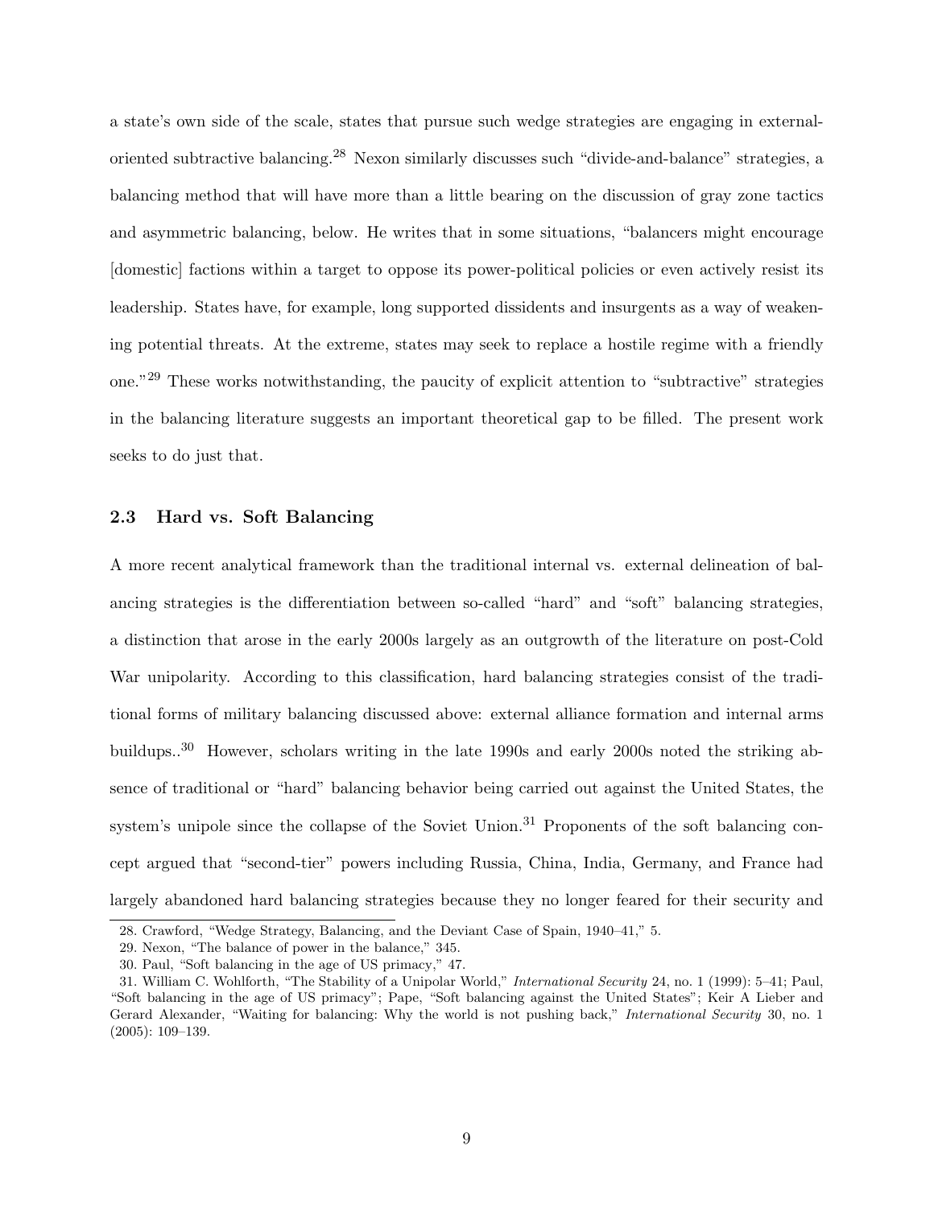a state's own side of the scale, states that pursue such wedge strategies are engaging in external-oriented subtractive balancing.[28] Nexon similarly discusses such "divide-and-balance" strategies, a balancing method that will have more than a little bearing on the discussion of gray zone tactics and asymmetric balancing, below. He writes that in some situations, "balancers might encourage [domestic] factions within a target to oppose its power-political policies or even actively resist its leadership. States have, for example, long supported dissidents and insurgents as a way of weakening potential threats. At the extreme, states may seek to replace a hostile regime with a friendly one."[29] These works notwithstanding, the paucity of explicit attention to "subtractive" strategies in the balancing literature suggests an important theoretical gap to be filled. The present work seeks to do just that.

### 2.3 Hard vs. Soft Balancing

A more recent analytical framework than the traditional internal vs. external delineation of balancing strategies is the differentiation between so-called "hard" and "soft" balancing strategies, a distinction that arose in the early 2000s largely as an outgrowth of the literature on post-Cold War unipolarity. According to this classification, hard balancing strategies consist of the traditional forms of military balancing discussed above: external alliance formation and internal arms buildups..[30] However, scholars writing in the late 1990s and early 2000s noted the striking absence of traditional or "hard" balancing behavior being carried out against the United States, the system's unipole since the collapse of the Soviet Union.[31] Proponents of the soft balancing concept argued that "second-tier" powers including Russia, China, India, Germany, and France had largely abandoned hard balancing strategies because they no longer feared for their security and

28. Crawford, "Wedge Strategy, Balancing, and the Deviant Case of Spain, 1940–41," 5.

29. Nexon, "The balance of power in the balance," 345.

30. Paul, "Soft balancing in the age of US primacy," 47.

31. William C. Wohlforth, "The Stability of a Unipolar World," *International Security* 24, no. 1 (1999): 5–41; Paul, "Soft balancing in the age of US primacy"; Pape, "Soft balancing against the United States"; Keir A Lieber and Gerard Alexander, "Waiting for balancing: Why the world is not pushing back," *International Security* 30, no. 1 (2005): 109–139.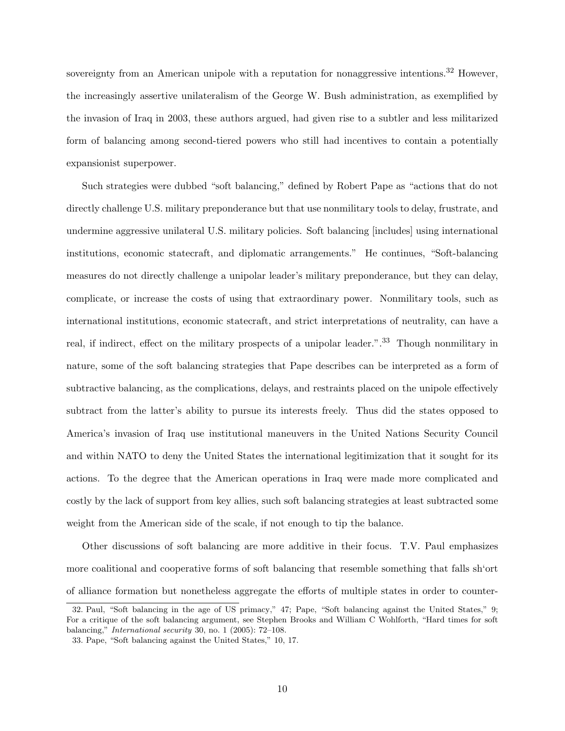sovereignty from an American unipole with a reputation for nonaggressive intentions.[32] However, the increasingly assertive unilateralism of the George W. Bush administration, as exemplified by the invasion of Iraq in 2003, these authors argued, had given rise to a subtler and less militarized form of balancing among second-tiered powers who still had incentives to contain a potentially expansionist superpower.

Such strategies were dubbed "soft balancing," defined by Robert Pape as "actions that do not directly challenge U.S. military preponderance but that use nonmilitary tools to delay, frustrate, and undermine aggressive unilateral U.S. military policies. Soft balancing [includes] using international institutions, economic statecraft, and diplomatic arrangements." He continues, "Soft-balancing measures do not directly challenge a unipolar leader's military preponderance, but they can delay, complicate, or increase the costs of using that extraordinary power. Nonmilitary tools, such as international institutions, economic statecraft, and strict interpretations of neutrality, can have a real, if indirect, effect on the military prospects of a unipolar leader.".[33] Though nonmilitary in nature, some of the soft balancing strategies that Pape describes can be interpreted as a form of subtractive balancing, as the complications, delays, and restraints placed on the unipole effectively subtract from the latter's ability to pursue its interests freely. Thus did the states opposed to America's invasion of Iraq use institutional maneuvers in the United Nations Security Council and within NATO to deny the United States the international legitimization that it sought for its actions. To the degree that the American operations in Iraq were made more complicated and costly by the lack of support from key allies, such soft balancing strategies at least subtracted some weight from the American side of the scale, if not enough to tip the balance.

Other discussions of soft balancing are more additive in their focus. T.V. Paul emphasizes more coalitional and cooperative forms of soft balancing that resemble something that falls sh'ort of alliance formation but nonetheless aggregate the efforts of multiple states in order to counter-

32. Paul, "Soft balancing in the age of US primacy," 47; Pape, "Soft balancing against the United States," 9; For a critique of the soft balancing argument, see Stephen Brooks and William C Wohlforth, "Hard times for soft balancing," *International security* 30, no. 1 (2005): 72–108.

33. Pape, "Soft balancing against the United States," 10, 17.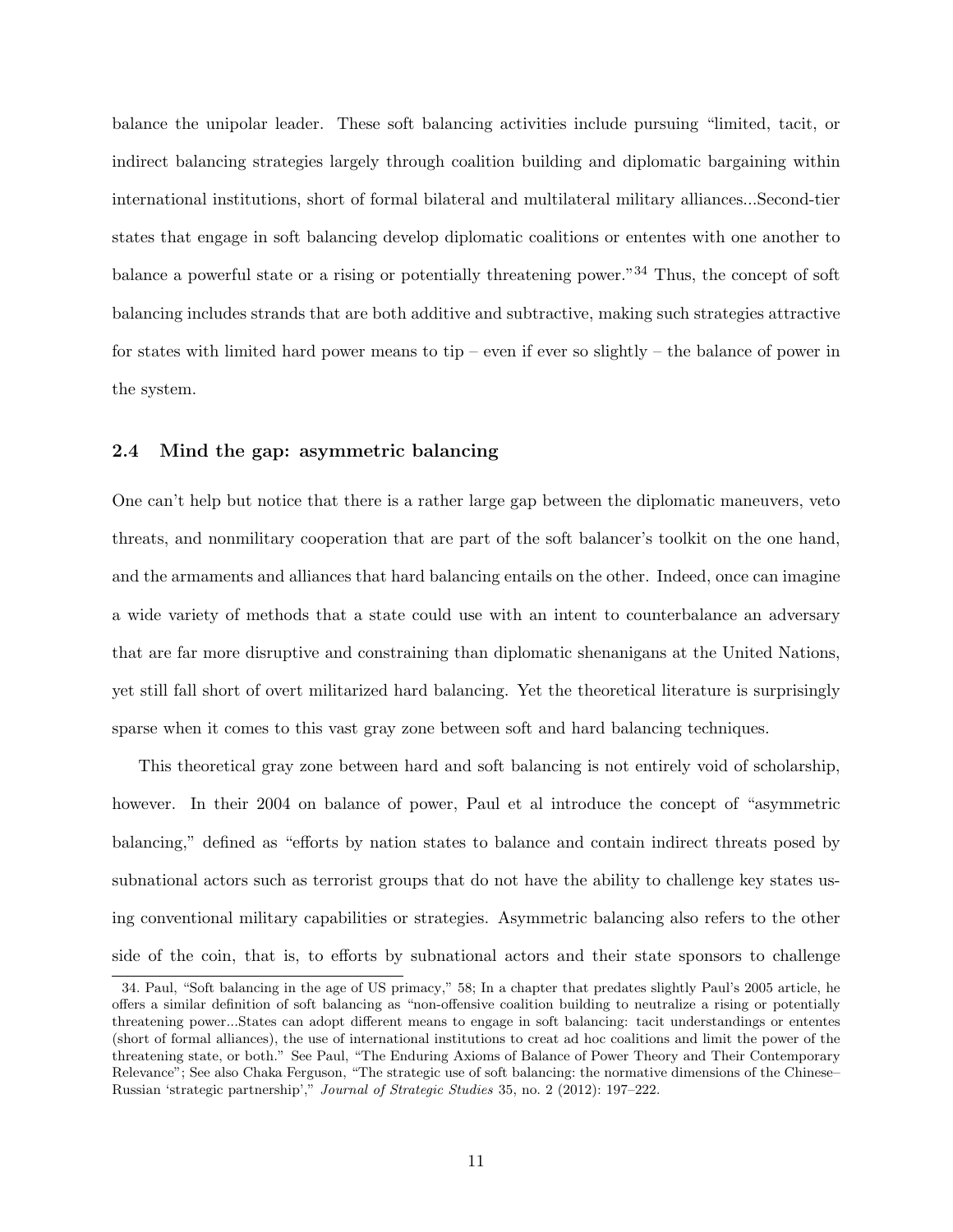balance the unipolar leader. These soft balancing activities include pursuing "limited, tacit, or indirect balancing strategies largely through coalition building and diplomatic bargaining within international institutions, short of formal bilateral and multilateral military alliances...Second-tier states that engage in soft balancing develop diplomatic coalitions or ententes with one another to balance a powerful state or a rising or potentially threatening power."[34] Thus, the concept of soft balancing includes strands that are both additive and subtractive, making such strategies attractive for states with limited hard power means to tip – even if ever so slightly – the balance of power in the system.

### 2.4 Mind the gap: asymmetric balancing

One can't help but notice that there is a rather large gap between the diplomatic maneuvers, veto threats, and nonmilitary cooperation that are part of the soft balancer's toolkit on the one hand, and the armaments and alliances that hard balancing entails on the other. Indeed, once can imagine a wide variety of methods that a state could use with an intent to counterbalance an adversary that are far more disruptive and constraining than diplomatic shenanigans at the United Nations, yet still fall short of overt militarized hard balancing. Yet the theoretical literature is surprisingly sparse when it comes to this vast gray zone between soft and hard balancing techniques.

This theoretical gray zone between hard and soft balancing is not entirely void of scholarship, however. In their 2004 on balance of power, Paul et al introduce the concept of "asymmetric balancing," defined as "efforts by nation states to balance and contain indirect threats posed by subnational actors such as terrorist groups that do not have the ability to challenge key states using conventional military capabilities or strategies. Asymmetric balancing also refers to the other side of the coin, that is, to efforts by subnational actors and their state sponsors to challenge

34. Paul, "Soft balancing in the age of US primacy," 58; In a chapter that predates slightly Paul's 2005 article, he offers a similar definition of soft balancing as "non-offensive coalition building to neutralize a rising or potentially threatening power...States can adopt different means to engage in soft balancing: tacit understandings or ententes (short of formal alliances), the use of international institutions to creat ad hoc coalitions and limit the power of the threatening state, or both." See Paul, "The Enduring Axioms of Balance of Power Theory and Their Contemporary Relevance"; See also Chaka Ferguson, "The strategic use of soft balancing: the normative dimensions of the Chinese–Russian 'strategic partnership'," *Journal of Strategic Studies* 35, no. 2 (2012): 197–222.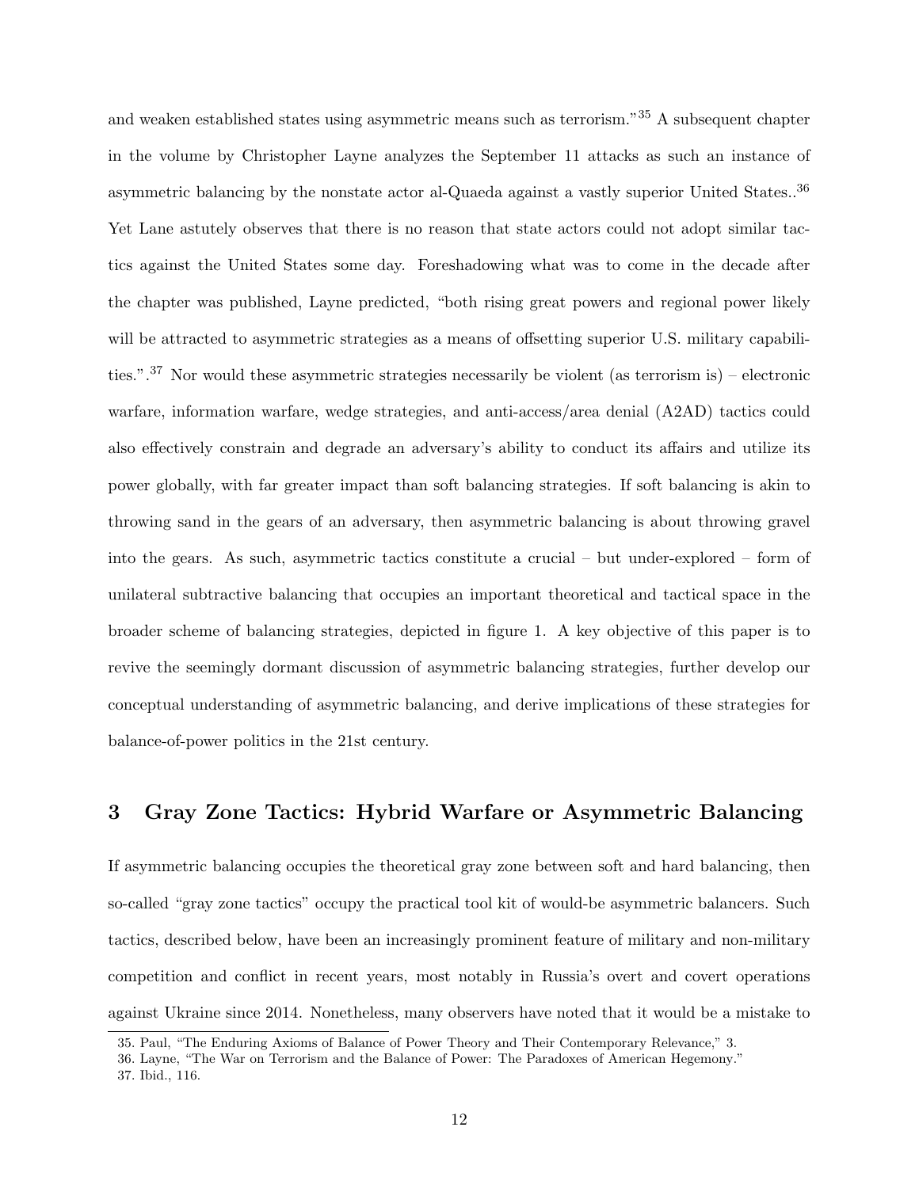and weaken established states using asymmetric means such as terrorism."[35] A subsequent chapter in the volume by Christopher Layne analyzes the September 11 attacks as such an instance of asymmetric balancing by the nonstate actor al-Quaeda against a vastly superior United States..[36] Yet Lane astutely observes that there is no reason that state actors could not adopt similar tactics against the United States some day. Foreshadowing what was to come in the decade after the chapter was published, Layne predicted, "both rising great powers and regional power likely will be attracted to asymmetric strategies as a means of offsetting superior U.S. military capabilities.".[37] Nor would these asymmetric strategies necessarily be violent (as terrorism is) – electronic warfare, information warfare, wedge strategies, and anti-access/area denial (A2AD) tactics could also effectively constrain and degrade an adversary's ability to conduct its affairs and utilize its power globally, with far greater impact than soft balancing strategies. If soft balancing is akin to throwing sand in the gears of an adversary, then asymmetric balancing is about throwing gravel into the gears. As such, asymmetric tactics constitute a crucial – but under-explored – form of unilateral subtractive balancing that occupies an important theoretical and tactical space in the broader scheme of balancing strategies, depicted in figure 1. A key objective of this paper is to revive the seemingly dormant discussion of asymmetric balancing strategies, further develop our conceptual understanding of asymmetric balancing, and derive implications of these strategies for balance-of-power politics in the 21st century.

## 3 Gray Zone Tactics: Hybrid Warfare or Asymmetric Balancing

If asymmetric balancing occupies the theoretical gray zone between soft and hard balancing, then so-called "gray zone tactics" occupy the practical tool kit of would-be asymmetric balancers. Such tactics, described below, have been an increasingly prominent feature of military and non-military competition and conflict in recent years, most notably in Russia's overt and covert operations against Ukraine since 2014. Nonetheless, many observers have noted that it would be a mistake to

35. Paul, "The Enduring Axioms of Balance of Power Theory and Their Contemporary Relevance," 3.

36. Layne, "The War on Terrorism and the Balance of Power: The Paradoxes of American Hegemony."

37. Ibid., 116.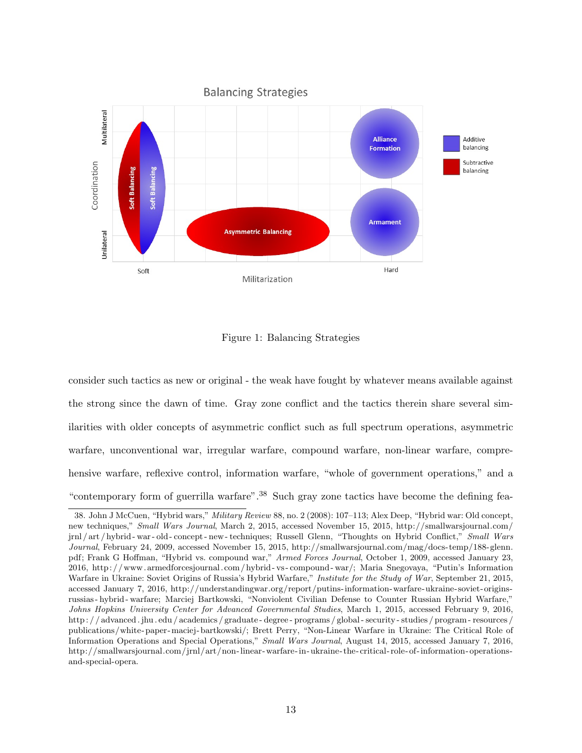Figure 1: Balancing Strategies

consider such tactics as new or original - the weak have fought by whatever means available against the strong since the dawn of time. Gray zone conflict and the tactics therein share several similarities with older concepts of asymmetric conflict such as full spectrum operations, asymmetric warfare, unconventional war, irregular warfare, compound warfare, non-linear warfare, comprehensive warfare, reflexive control, information warfare, "whole of government operations," and a "contemporary form of guerrilla warfare".[38] Such gray zone tactics have become the defining fea-

38. John J McCuen, "Hybrid wars," *Military Review* 88, no. 2 (2008): 107–113; Alex Deep, "Hybrid war: Old concept, new techniques," *Small Wars Journal*, March 2, 2015, accessed November 15, 2015, http://smallwarsjournal.com/jrnl/art/hybrid-war-old-concept-new-techniques; Russell Glenn, "Thoughts on Hybrid Conflict," *Small Wars Journal*, February 24, 2009, accessed November 15, 2015, http://smallwarsjournal.com/mag/docs-temp/188-glenn.pdf; Frank G Hoffman, "Hybrid vs. compound war," *Armed Forces Journal*, October 1, 2009, accessed January 23, 2016, http://www.armedforcesjournal.com/hybrid-vs-compound-war/; Maria Snegovaya, "Putin's Information Warfare in Ukraine: Soviet Origins of Russia's Hybrid Warfare," *Institute for the Study of War*, September 21, 2015, accessed January 7, 2016, http://understandingwar.org/report/putins-information-warfare-ukraine-soviet-origins-russias-hybrid-warfare; Marciej Bartkowski, "Nonviolent Civilian Defense to Counter Russian Hybrid Warfare," *Johns Hopkins University Center for Advanced Governmental Studies*, March 1, 2015, accessed February 9, 2016, http://advanced.jhu.edu/academics/graduate-degree-programs/global-security-studies/program-resources/publications/white-paper-maciej-bartkowski/; Brett Perry, "Non-Linear Warfare in Ukraine: The Critical Role of Information Operations and Special Operations," *Small Wars Journal*, August 14, 2015, accessed January 7, 2016, http://smallwarsjournal.com/jrnl/art/non-linear-warfare-in-ukraine-the-critical-role-of-information-operations-and-special-opera.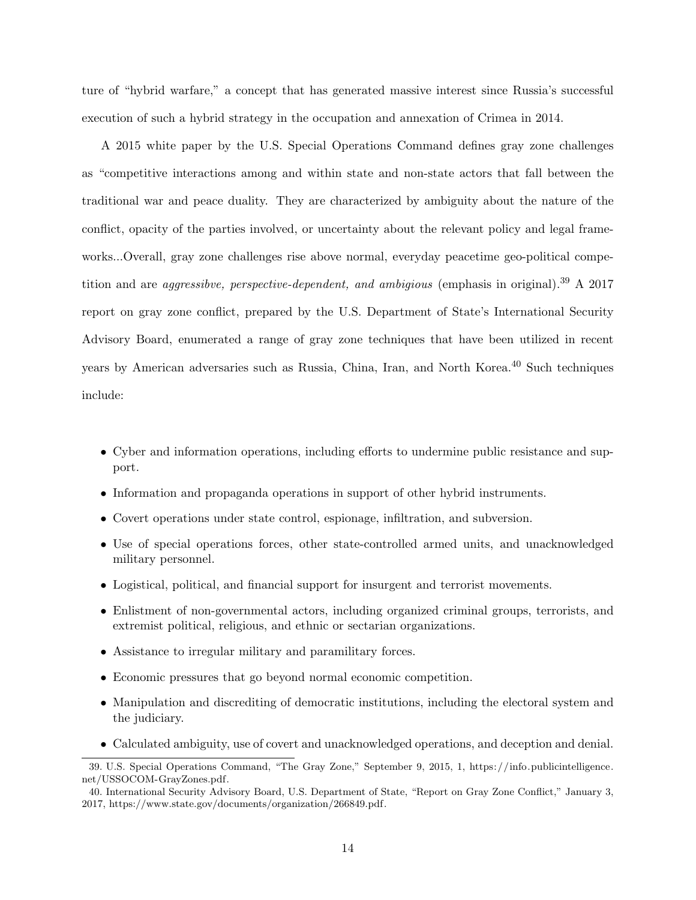ture of "hybrid warfare," a concept that has generated massive interest since Russia's successful execution of such a hybrid strategy in the occupation and annexation of Crimea in 2014.

A 2015 white paper by the U.S. Special Operations Command defines gray zone challenges as "competitive interactions among and within state and non-state actors that fall between the traditional war and peace duality. They are characterized by ambiguity about the nature of the conflict, opacity of the parties involved, or uncertainty about the relevant policy and legal frameworks...Overall, gray zone challenges rise above normal, everyday peacetime geo-political competition and are *aggressibve, perspective-dependent, and ambigious* (emphasis in original).[39] A 2017 report on gray zone conflict, prepared by the U.S. Department of State's International Security Advisory Board, enumerated a range of gray zone techniques that have been utilized in recent years by American adversaries such as Russia, China, Iran, and North Korea.[40] Such techniques include:

- Cyber and information operations, including efforts to undermine public resistance and support.
- Information and propaganda operations in support of other hybrid instruments.
- Covert operations under state control, espionage, infiltration, and subversion.
- Use of special operations forces, other state-controlled armed units, and unacknowledged military personnel.
- Logistical, political, and financial support for insurgent and terrorist movements.
- Enlistment of non-governmental actors, including organized criminal groups, terrorists, and extremist political, religious, and ethnic or sectarian organizations.
- Assistance to irregular military and paramilitary forces.
- Economic pressures that go beyond normal economic competition.
- Manipulation and discrediting of democratic institutions, including the electoral system and the judiciary.
- Calculated ambiguity, use of covert and unacknowledged operations, and deception and denial.

39. U.S. Special Operations Command, "The Gray Zone," September 9, 2015, 1, https://info.publicintelligence.net/USSOCOM-GrayZones.pdf.

40. International Security Advisory Board, U.S. Department of State, "Report on Gray Zone Conflict," January 3, 2017, https://www.state.gov/documents/organization/266849.pdf.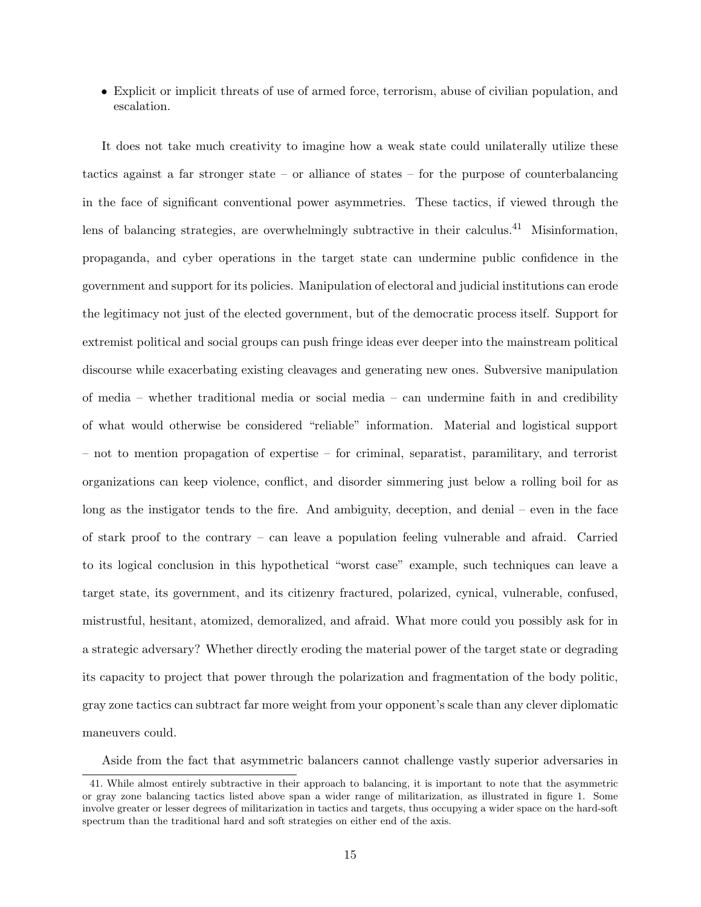- Explicit or implicit threats of use of armed force, terrorism, abuse of civilian population, and escalation.

It does not take much creativity to imagine how a weak state could unilaterally utilize these tactics against a far stronger state – or alliance of states – for the purpose of counterbalancing in the face of significant conventional power asymmetries. These tactics, if viewed through the lens of balancing strategies, are overwhelmingly subtractive in their calculus.[41] Misinformation, propaganda, and cyber operations in the target state can undermine public confidence in the government and support for its policies. Manipulation of electoral and judicial institutions can erode the legitimacy not just of the elected government, but of the democratic process itself. Support for extremist political and social groups can push fringe ideas ever deeper into the mainstream political discourse while exacerbating existing cleavages and generating new ones. Subversive manipulation of media – whether traditional media or social media – can undermine faith in and credibility of what would otherwise be considered "reliable" information. Material and logistical support – not to mention propagation of expertise – for criminal, separatist, paramilitary, and terrorist organizations can keep violence, conflict, and disorder simmering just below a rolling boil for as long as the instigator tends to the fire. And ambiguity, deception, and denial – even in the face of stark proof to the contrary – can leave a population feeling vulnerable and afraid. Carried to its logical conclusion in this hypothetical "worst case" example, such techniques can leave a target state, its government, and its citizenry fractured, polarized, cynical, vulnerable, confused, mistrustful, hesitant, atomized, demoralized, and afraid. What more could you possibly ask for in a strategic adversary? Whether directly eroding the material power of the target state or degrading its capacity to project that power through the polarization and fragmentation of the body politic, gray zone tactics can subtract far more weight from your opponent's scale than any clever diplomatic maneuvers could.

Aside from the fact that asymmetric balancers cannot challenge vastly superior adversaries in

41. While almost entirely subtractive in their approach to balancing, it is important to note that the asymmetric or gray zone balancing tactics listed above span a wider range of militarization, as illustrated in figure 1. Some involve greater or lesser degrees of militarization in tactics and targets, thus occupying a wider space on the hard-soft spectrum than the traditional hard and soft strategies on either end of the axis.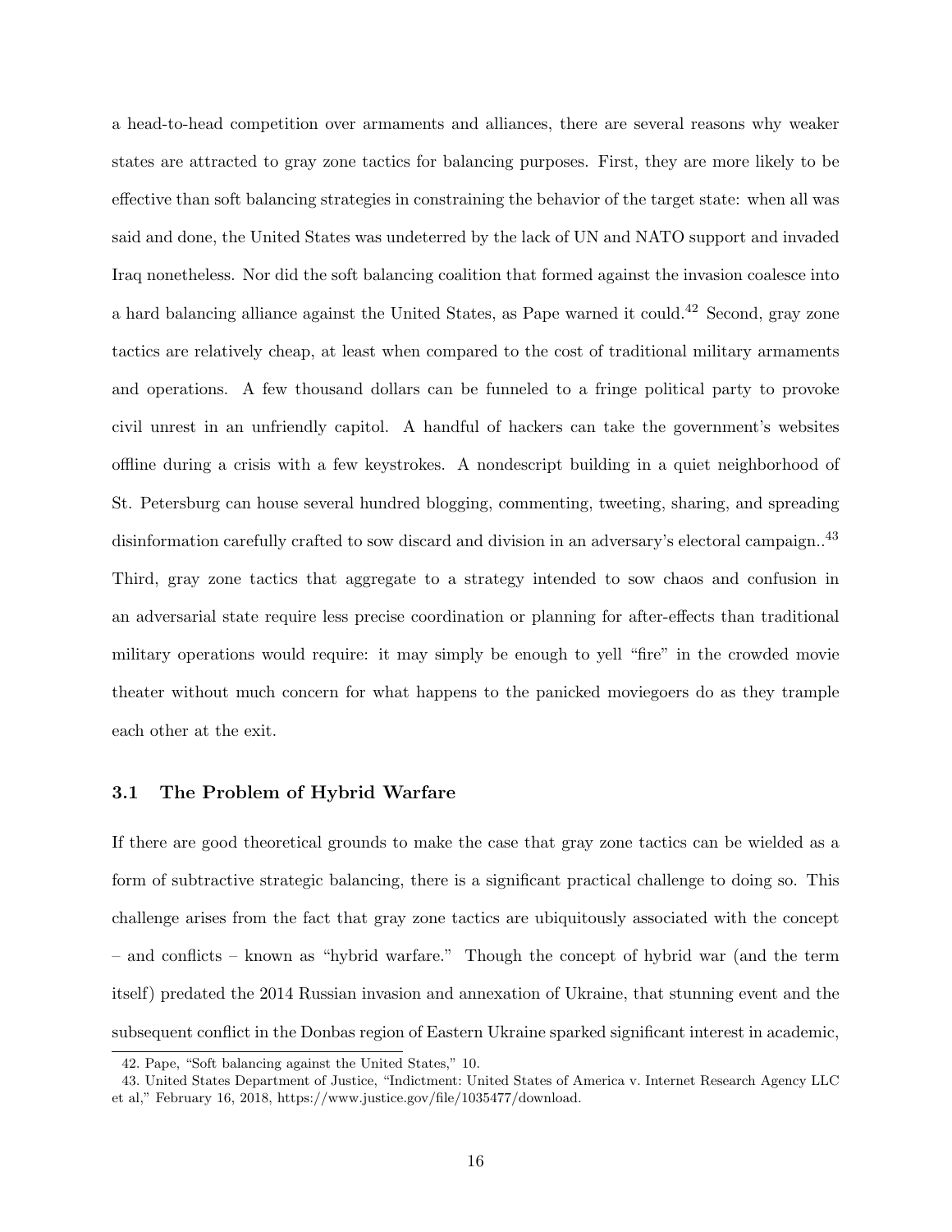a head-to-head competition over armaments and alliances, there are several reasons why weaker states are attracted to gray zone tactics for balancing purposes. First, they are more likely to be effective than soft balancing strategies in constraining the behavior of the target state: when all was said and done, the United States was undeterred by the lack of UN and NATO support and invaded Iraq nonetheless. Nor did the soft balancing coalition that formed against the invasion coalesce into a hard balancing alliance against the United States, as Pape warned it could.[42] Second, gray zone tactics are relatively cheap, at least when compared to the cost of traditional military armaments and operations. A few thousand dollars can be funneled to a fringe political party to provoke civil unrest in an unfriendly capitol. A handful of hackers can take the government's websites offline during a crisis with a few keystrokes. A nondescript building in a quiet neighborhood of St. Petersburg can house several hundred blogging, commenting, tweeting, sharing, and spreading disinformation carefully crafted to sow discard and division in an adversary's electoral campaign..[43] Third, gray zone tactics that aggregate to a strategy intended to sow chaos and confusion in an adversarial state require less precise coordination or planning for after-effects than traditional military operations would require: it may simply be enough to yell "fire" in the crowded movie theater without much concern for what happens to the panicked moviegoers do as they trample each other at the exit.

### 3.1 The Problem of Hybrid Warfare

If there are good theoretical grounds to make the case that gray zone tactics can be wielded as a form of subtractive strategic balancing, there is a significant practical challenge to doing so. This challenge arises from the fact that gray zone tactics are ubiquitously associated with the concept – and conflicts – known as "hybrid warfare." Though the concept of hybrid war (and the term itself) predated the 2014 Russian invasion and annexation of Ukraine, that stunning event and the subsequent conflict in the Donbas region of Eastern Ukraine sparked significant interest in academic,

42. Pape, "Soft balancing against the United States," 10.

43. United States Department of Justice, "Indictment: United States of America v. Internet Research Agency LLC et al," February 16, 2018, https://www.justice.gov/file/1035477/download.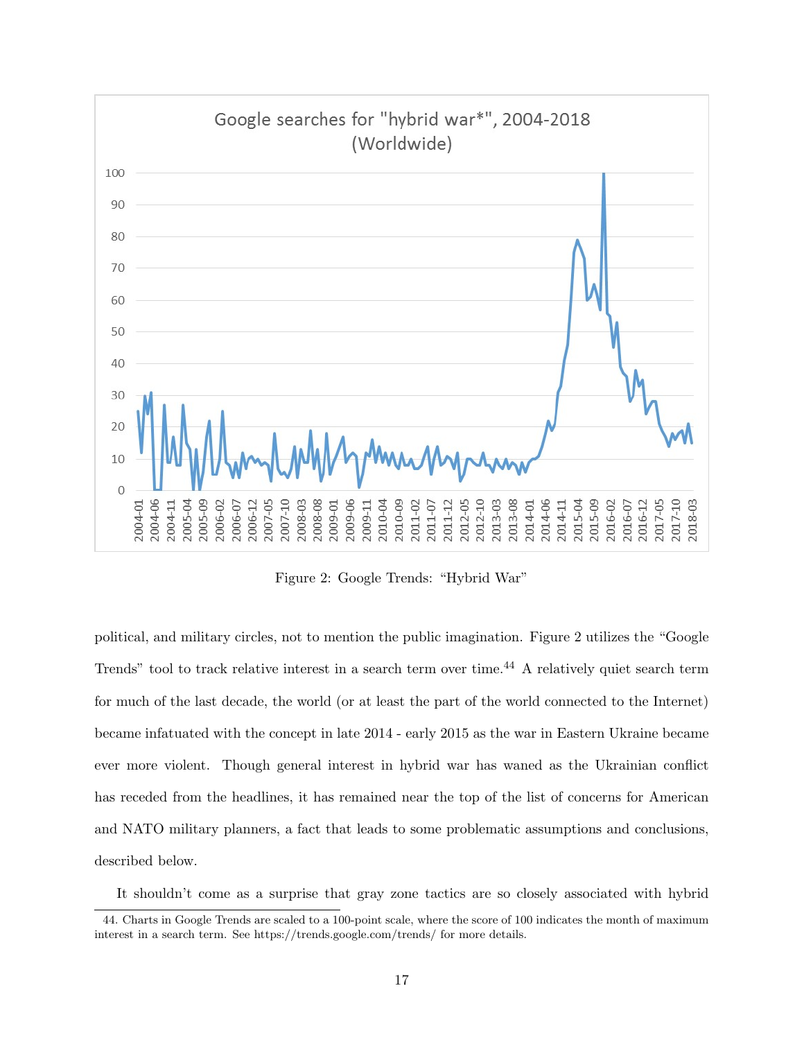Figure 2: Google Trends: "Hybrid War"

political, and military circles, not to mention the public imagination. Figure 2 utilizes the "Google Trends" tool to track relative interest in a search term over time.[44] A relatively quiet search term for much of the last decade, the world (or at least the part of the world connected to the Internet) became infatuated with the concept in late 2014 - early 2015 as the war in Eastern Ukraine became ever more violent. Though general interest in hybrid war has waned as the Ukrainian conflict has receded from the headlines, it has remained near the top of the list of concerns for American and NATO military planners, a fact that leads to some problematic assumptions and conclusions, described below.

It shouldn't come as a surprise that gray zone tactics are so closely associated with hybrid

44. Charts in Google Trends are scaled to a 100-point scale, where the score of 100 indicates the month of maximum interest in a search term. See https://trends.google.com/trends/ for more details.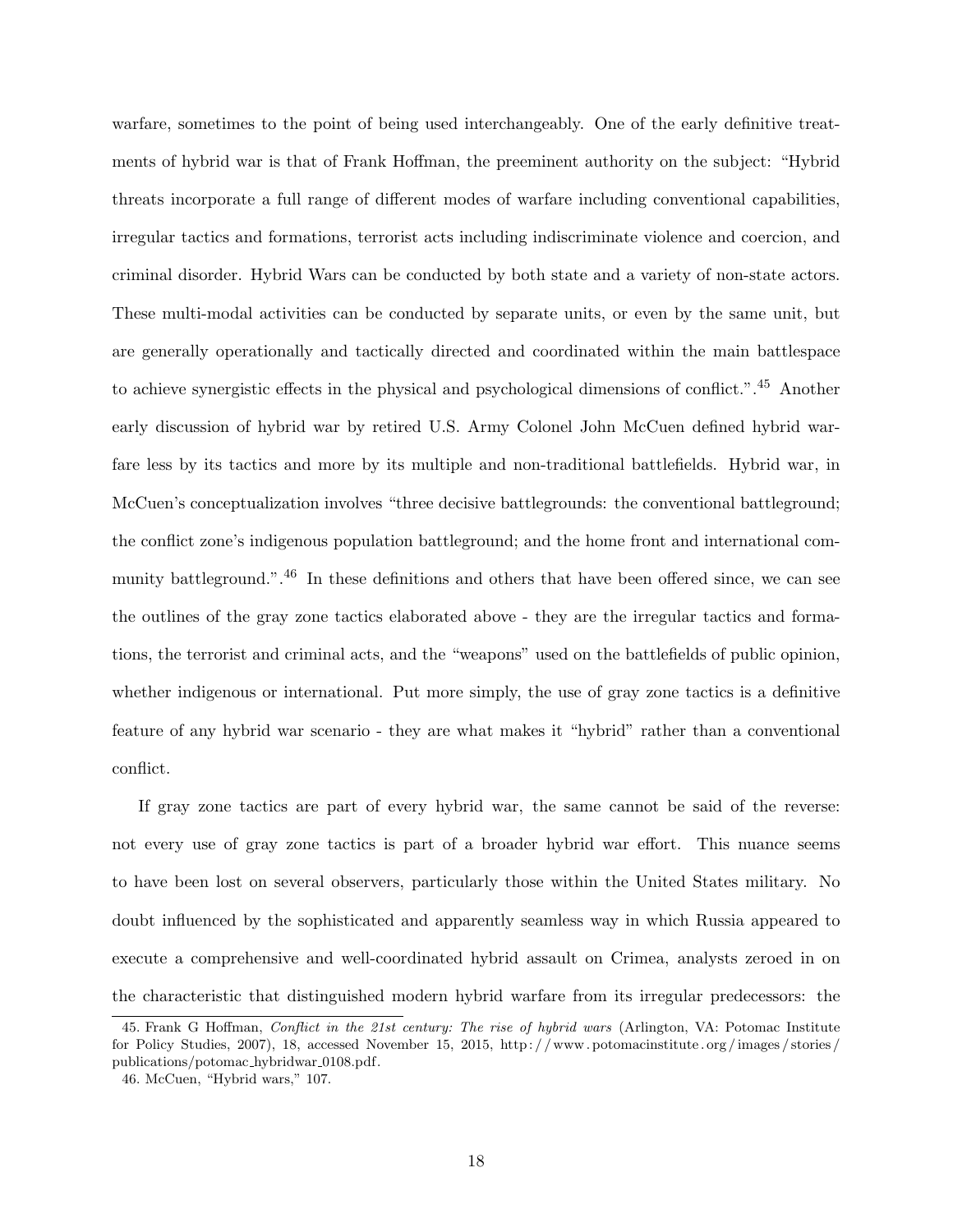warfare, sometimes to the point of being used interchangeably. One of the early definitive treatments of hybrid war is that of Frank Hoffman, the preeminent authority on the subject: "Hybrid threats incorporate a full range of different modes of warfare including conventional capabilities, irregular tactics and formations, terrorist acts including indiscriminate violence and coercion, and criminal disorder. Hybrid Wars can be conducted by both state and a variety of non-state actors. These multi-modal activities can be conducted by separate units, or even by the same unit, but are generally operationally and tactically directed and coordinated within the main battlespace to achieve synergistic effects in the physical and psychological dimensions of conflict.".[45] Another early discussion of hybrid war by retired U.S. Army Colonel John McCuen defined hybrid warfare less by its tactics and more by its multiple and non-traditional battlefields. Hybrid war, in McCuen's conceptualization involves "three decisive battlegrounds: the conventional battleground; the conflict zone's indigenous population battleground; and the home front and international community battleground.".[46] In these definitions and others that have been offered since, we can see the outlines of the gray zone tactics elaborated above - they are the irregular tactics and formations, the terrorist and criminal acts, and the "weapons" used on the battlefields of public opinion, whether indigenous or international. Put more simply, the use of gray zone tactics is a definitive feature of any hybrid war scenario - they are what makes it "hybrid" rather than a conventional conflict.

If gray zone tactics are part of every hybrid war, the same cannot be said of the reverse: not every use of gray zone tactics is part of a broader hybrid war effort. This nuance seems to have been lost on several observers, particularly those within the United States military. No doubt influenced by the sophisticated and apparently seamless way in which Russia appeared to execute a comprehensive and well-coordinated hybrid assault on Crimea, analysts zeroed in on the characteristic that distinguished modern hybrid warfare from its irregular predecessors: the

45. Frank G Hoffman, *Conflict in the 21st century: The rise of hybrid wars* (Arlington, VA: Potomac Institute for Policy Studies, 2007), 18, accessed November 15, 2015, http://www.potomacinstitute.org/images/stories/publications/potomac_hybridwar_0108.pdf.

46. McCuen, "Hybrid wars," 107.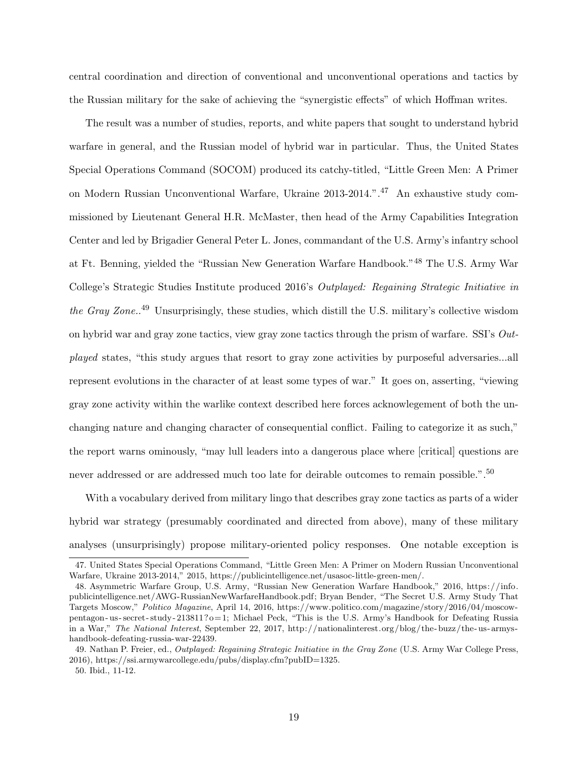central coordination and direction of conventional and unconventional operations and tactics by the Russian military for the sake of achieving the "synergistic effects" of which Hoffman writes.

The result was a number of studies, reports, and white papers that sought to understand hybrid warfare in general, and the Russian model of hybrid war in particular. Thus, the United States Special Operations Command (SOCOM) produced its catchy-titled, "Little Green Men: A Primer on Modern Russian Unconventional Warfare, Ukraine 2013-2014.".[47] An exhaustive study commissioned by Lieutenant General H.R. McMaster, then head of the Army Capabilities Integration Center and led by Brigadier General Peter L. Jones, commandant of the U.S. Army's infantry school at Ft. Benning, yielded the "Russian New Generation Warfare Handbook."[48] The U.S. Army War College's Strategic Studies Institute produced 2016's *Outplayed: Regaining Strategic Initiative in the Gray Zone.*.[49] Unsurprisingly, these studies, which distill the U.S. military's collective wisdom on hybrid war and gray zone tactics, view gray zone tactics through the prism of warfare. SSI's *Outplayed* states, "this study argues that resort to gray zone activities by purposeful adversaries...all represent evolutions in the character of at least some types of war." It goes on, asserting, "viewing gray zone activity within the warlike context described here forces acknowlegement of both the unchanging nature and changing character of consequential conflict. Failing to categorize it as such," the report warns ominously, "may lull leaders into a dangerous place where [critical] questions are never addressed or are addressed much too late for deirable outcomes to remain possible.".[50]

With a vocabulary derived from military lingo that describes gray zone tactics as parts of a wider hybrid war strategy (presumably coordinated and directed from above), many of these military analyses (unsurprisingly) propose military-oriented policy responses. One notable exception is

47. United States Special Operations Command, "Little Green Men: A Primer on Modern Russian Unconventional Warfare, Ukraine 2013-2014," 2015, https://publicintelligence.net/usasoc-little-green-men/.

48. Asymmetric Warfare Group, U.S. Army, "Russian New Generation Warfare Handbook," 2016, https://info.publicintelligence.net/AWG-RussianNewWarfareHandbook.pdf; Bryan Bender, "The Secret U.S. Army Study That Targets Moscow," *Politico Magazine*, April 14, 2016, https://www.politico.com/magazine/story/2016/04/moscow-pentagon-us-secret-study-213811?o=1; Michael Peck, "This is the U.S. Army's Handbook for Defeating Russia in a War," *The National Interest*, September 22, 2017, http://nationalinterest.org/blog/the-buzz/the-us-armys-handbook-defeating-russia-war-22439.

49. Nathan P. Freier, ed., *Outplayed: Regaining Strategic Initiative in the Gray Zone* (U.S. Army War College Press, 2016), https://ssi.armywarcollege.edu/pubs/display.cfm?pubID=1325.

50. Ibid., 11-12.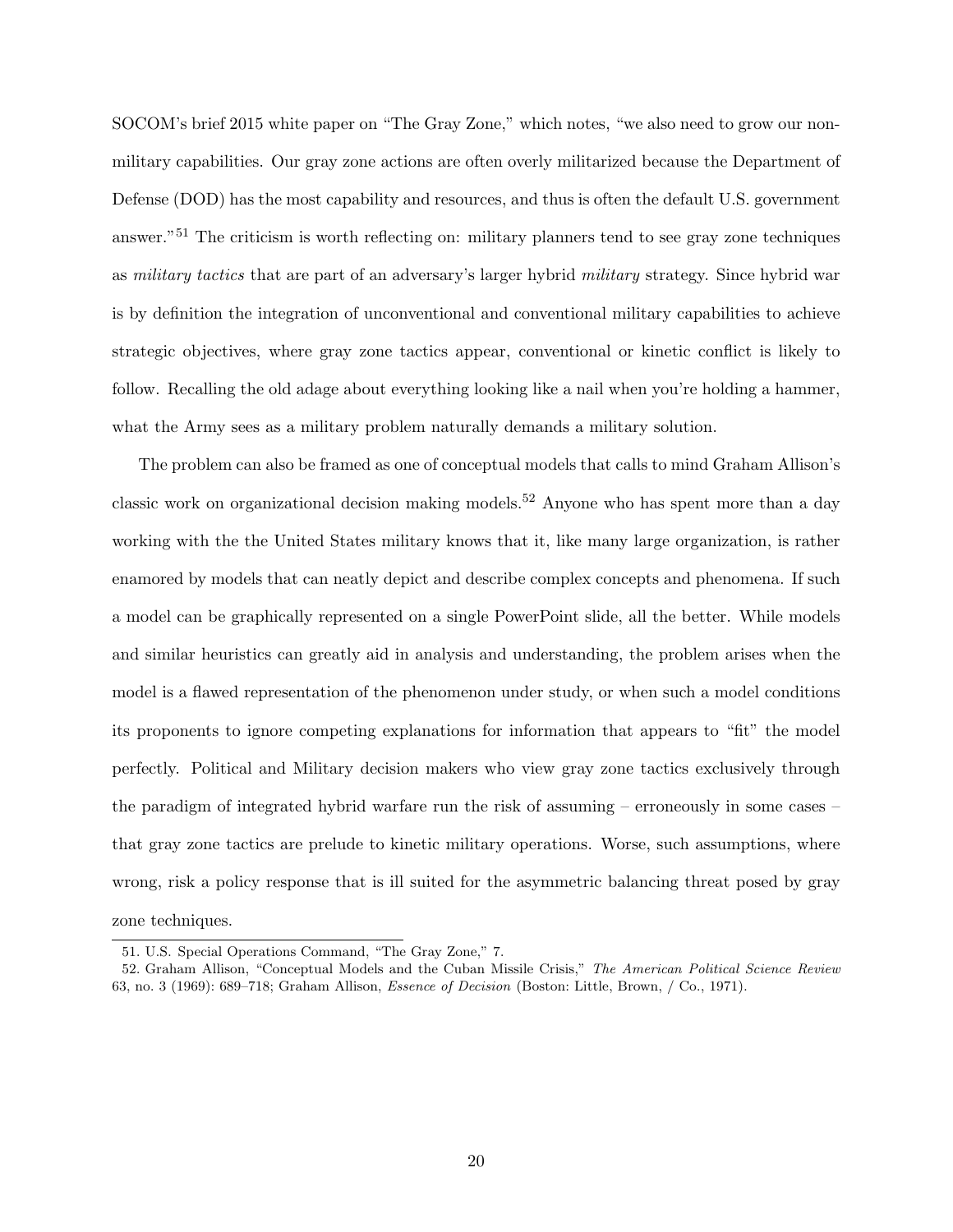SOCOM's brief 2015 white paper on "The Gray Zone," which notes, "we also need to grow our non-military capabilities. Our gray zone actions are often overly militarized because the Department of Defense (DOD) has the most capability and resources, and thus is often the default U.S. government answer."[51] The criticism is worth reflecting on: military planners tend to see gray zone techniques as *military tactics* that are part of an adversary's larger hybrid *military* strategy. Since hybrid war is by definition the integration of unconventional and conventional military capabilities to achieve strategic objectives, where gray zone tactics appear, conventional or kinetic conflict is likely to follow. Recalling the old adage about everything looking like a nail when you're holding a hammer, what the Army sees as a military problem naturally demands a military solution.

The problem can also be framed as one of conceptual models that calls to mind Graham Allison's classic work on organizational decision making models.[52] Anyone who has spent more than a day working with the the United States military knows that it, like many large organization, is rather enamored by models that can neatly depict and describe complex concepts and phenomena. If such a model can be graphically represented on a single PowerPoint slide, all the better. While models and similar heuristics can greatly aid in analysis and understanding, the problem arises when the model is a flawed representation of the phenomenon under study, or when such a model conditions its proponents to ignore competing explanations for information that appears to "fit" the model perfectly. Political and Military decision makers who view gray zone tactics exclusively through the paradigm of integrated hybrid warfare run the risk of assuming – erroneously in some cases – that gray zone tactics are prelude to kinetic military operations. Worse, such assumptions, where wrong, risk a policy response that is ill suited for the asymmetric balancing threat posed by gray zone techniques.

---

51. U.S. Special Operations Command, "The Gray Zone," 7.

52. Graham Allison, "Conceptual Models and the Cuban Missile Crisis," *The American Political Science Review* 63, no. 3 (1969): 689–718; Graham Allison, *Essence of Decision* (Boston: Little, Brown, / Co., 1971).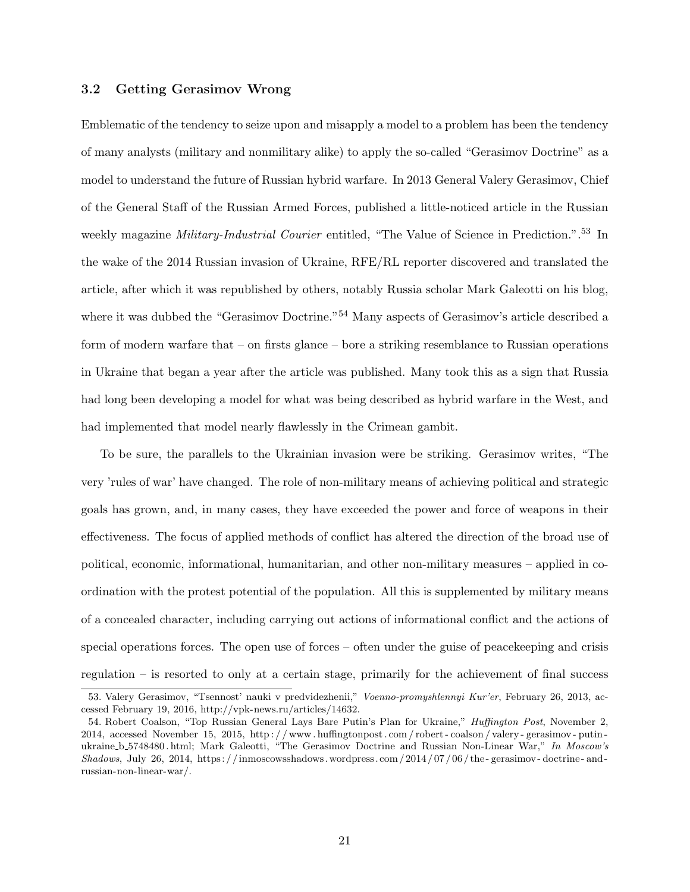### 3.2 Getting Gerasimov Wrong

Emblematic of the tendency to seize upon and misapply a model to a problem has been the tendency of many analysts (military and nonmilitary alike) to apply the so-called "Gerasimov Doctrine" as a model to understand the future of Russian hybrid warfare. In 2013 General Valery Gerasimov, Chief of the General Staff of the Russian Armed Forces, published a little-noticed article in the Russian weekly magazine *Military-Industrial Courier* entitled, "The Value of Science in Prediction.".[53] In the wake of the 2014 Russian invasion of Ukraine, RFE/RL reporter discovered and translated the article, after which it was republished by others, notably Russia scholar Mark Galeotti on his blog, where it was dubbed the "Gerasimov Doctrine."[54] Many aspects of Gerasimov's article described a form of modern warfare that – on firsts glance – bore a striking resemblance to Russian operations in Ukraine that began a year after the article was published. Many took this as a sign that Russia had long been developing a model for what was being described as hybrid warfare in the West, and had implemented that model nearly flawlessly in the Crimean gambit.

To be sure, the parallels to the Ukrainian invasion were be striking. Gerasimov writes, "The very 'rules of war' have changed. The role of non-military means of achieving political and strategic goals has grown, and, in many cases, they have exceeded the power and force of weapons in their effectiveness. The focus of applied methods of conflict has altered the direction of the broad use of political, economic, informational, humanitarian, and other non-military measures – applied in co-ordination with the protest potential of the population. All this is supplemented by military means of a concealed character, including carrying out actions of informational conflict and the actions of special operations forces. The open use of forces – often under the guise of peacekeeping and crisis regulation – is resorted to only at a certain stage, primarily for the achievement of final success

53. Valery Gerasimov, "Tsennost' nauki v predvidezhenii," *Voenno-promyshlennyi Kur'er*, February 26, 2013, accessed February 19, 2016, http://vpk-news.ru/articles/14632.

54. Robert Coalson, "Top Russian General Lays Bare Putin's Plan for Ukraine," *Huffington Post*, November 2, 2014, accessed November 15, 2015, http://www.huffingtonpost.com/robert-coalson/valery-gerasimov-putin-ukraine_b_5748480.html; Mark Galeotti, "The Gerasimov Doctrine and Russian Non-Linear War," *In Moscow's Shadows*, July 26, 2014, https://inmoscowsshadows.wordpress.com/2014/07/06/the-gerasimov-doctrine-and-russian-non-linear-war/.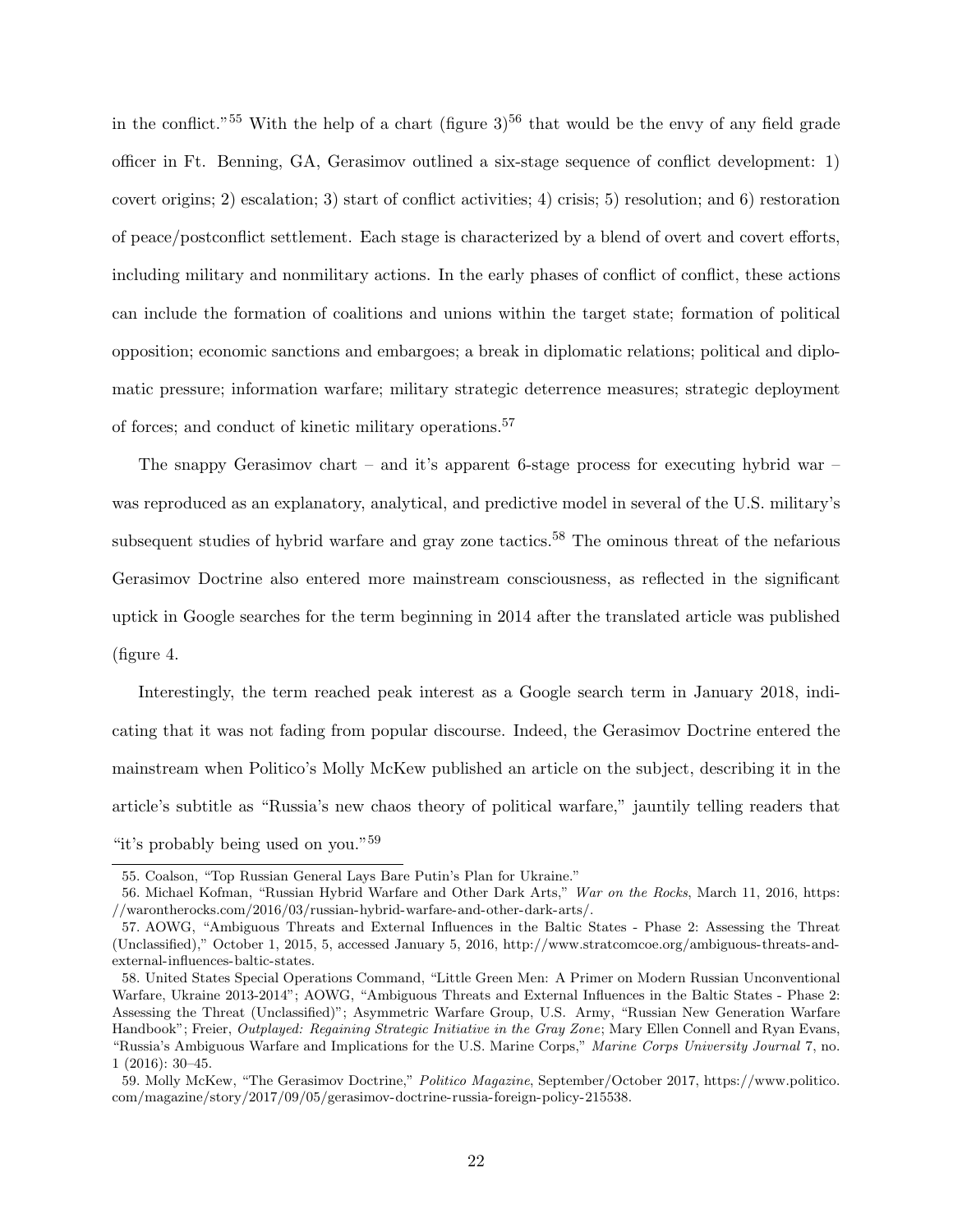in the conflict."[55] With the help of a chart (figure 3)[56] that would be the envy of any field grade officer in Ft. Benning, GA, Gerasimov outlined a six-stage sequence of conflict development: 1) covert origins; 2) escalation; 3) start of conflict activities; 4) crisis; 5) resolution; and 6) restoration of peace/postconflict settlement. Each stage is characterized by a blend of overt and covert efforts, including military and nonmilitary actions. In the early phases of conflict of conflict, these actions can include the formation of coalitions and unions within the target state; formation of political opposition; economic sanctions and embargoes; a break in diplomatic relations; political and diplomatic pressure; information warfare; military strategic deterrence measures; strategic deployment of forces; and conduct of kinetic military operations.[57]

The snappy Gerasimov chart – and it's apparent 6-stage process for executing hybrid war – was reproduced as an explanatory, analytical, and predictive model in several of the U.S. military's subsequent studies of hybrid warfare and gray zone tactics.[58] The ominous threat of the nefarious Gerasimov Doctrine also entered more mainstream consciousness, as reflected in the significant uptick in Google searches for the term beginning in 2014 after the translated article was published (figure 4.

Interestingly, the term reached peak interest as a Google search term in January 2018, indicating that it was not fading from popular discourse. Indeed, the Gerasimov Doctrine entered the mainstream when Politico's Molly McKew published an article on the subject, describing it in the article's subtitle as "Russia's new chaos theory of political warfare," jauntily telling readers that "it's probably being used on you."[59]

55. Coalson, "Top Russian General Lays Bare Putin's Plan for Ukraine."

56. Michael Kofman, "Russian Hybrid Warfare and Other Dark Arts," *War on the Rocks*, March 11, 2016, https://warontherocks.com/2016/03/russian-hybrid-warfare-and-other-dark-arts/.

57. AOWG, "Ambiguous Threats and External Influences in the Baltic States - Phase 2: Assessing the Threat (Unclassified)," October 1, 2015, 5, accessed January 5, 2016, http://www.stratcomcoe.org/ambiguous-threats-and-external-influences-baltic-states.

58. United States Special Operations Command, "Little Green Men: A Primer on Modern Russian Unconventional Warfare, Ukraine 2013-2014"; AOWG, "Ambiguous Threats and External Influences in the Baltic States - Phase 2: Assessing the Threat (Unclassified)"; Asymmetric Warfare Group, U.S. Army, "Russian New Generation Warfare Handbook"; Freier, *Outplayed: Regaining Strategic Initiative in the Gray Zone*; Mary Ellen Connell and Ryan Evans, "Russia's Ambiguous Warfare and Implications for the U.S. Marine Corps," *Marine Corps University Journal* 7, no. 1 (2016): 30–45.

59. Molly McKew, "The Gerasimov Doctrine," *Politico Magazine*, September/October 2017, https://www.politico.com/magazine/story/2017/09/05/gerasimov-doctrine-russia-foreign-policy-215538.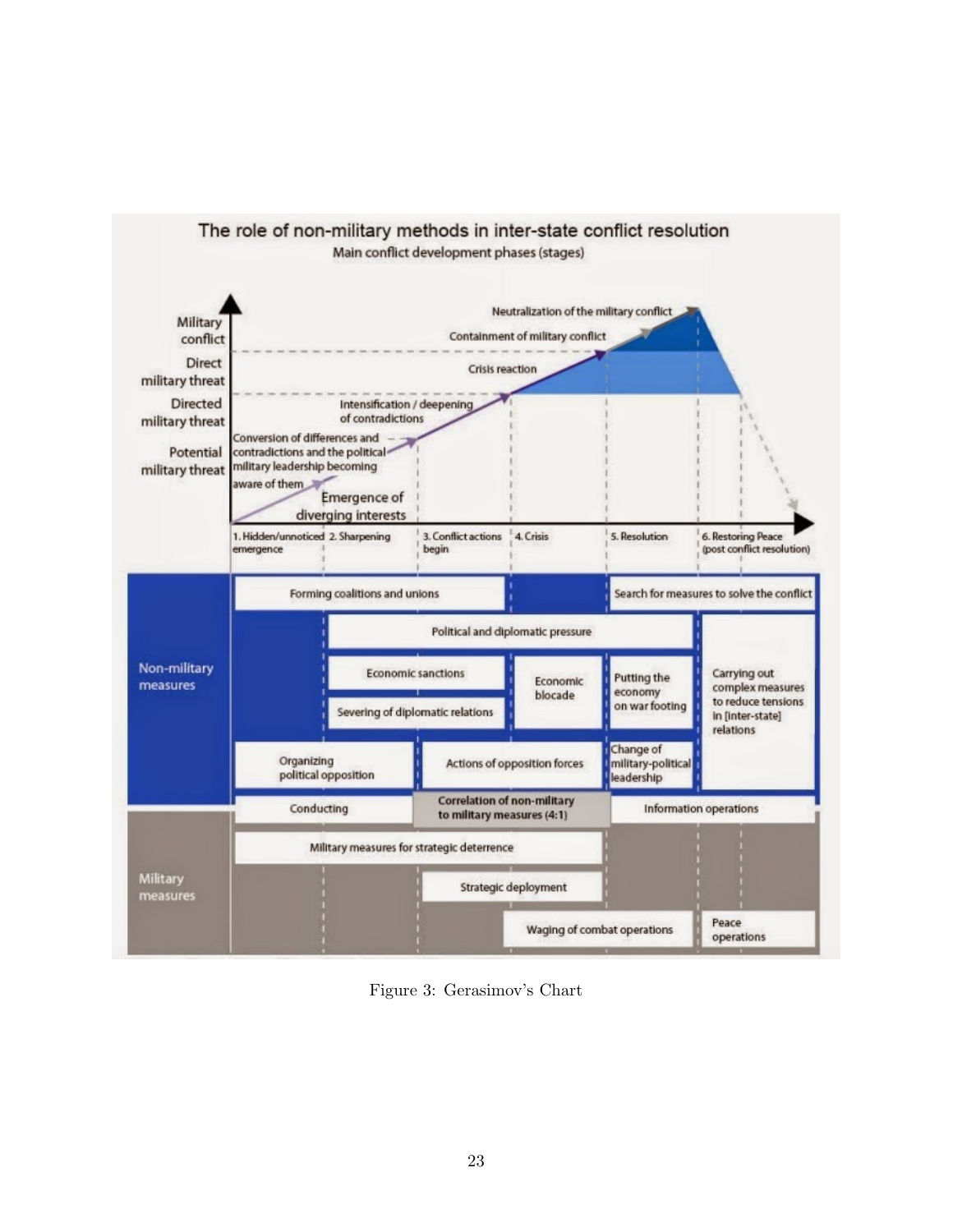Figure 3: Gerasimov's Chart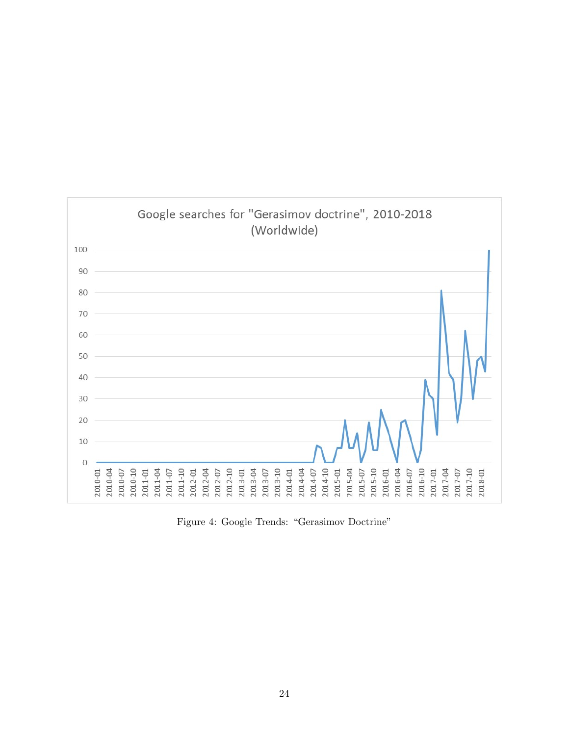Google searches for "Gerasimov doctrine", 2010-2018 (Worldwide)

Figure 4: Google Trends: "Gerasimov Doctrine"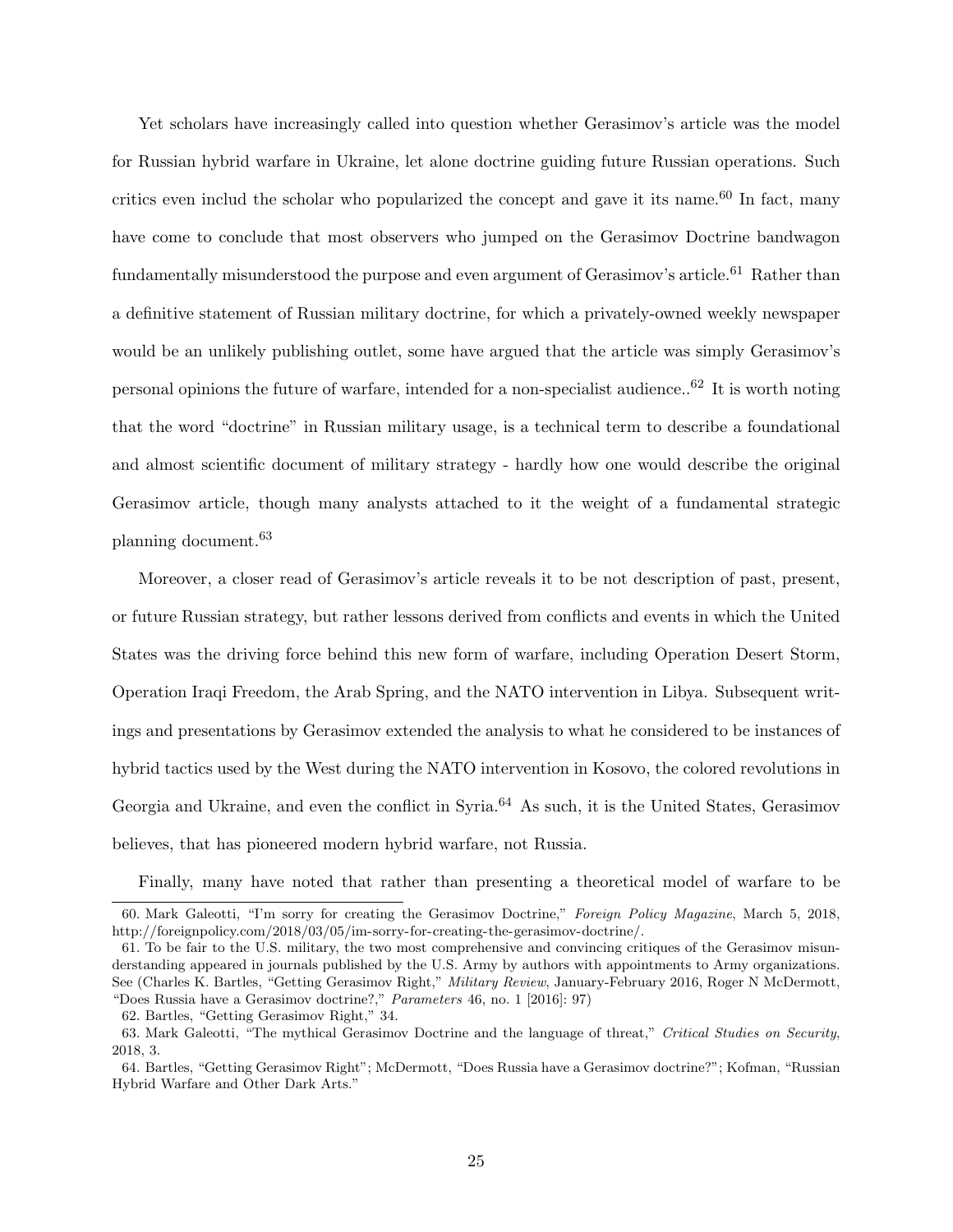Yet scholars have increasingly called into question whether Gerasimov's article was the model for Russian hybrid warfare in Ukraine, let alone doctrine guiding future Russian operations. Such critics even includ the scholar who popularized the concept and gave it its name.[60] In fact, many have come to conclude that most observers who jumped on the Gerasimov Doctrine bandwagon fundamentally misunderstood the purpose and even argument of Gerasimov's article.[61] Rather than a definitive statement of Russian military doctrine, for which a privately-owned weekly newspaper would be an unlikely publishing outlet, some have argued that the article was simply Gerasimov's personal opinions the future of warfare, intended for a non-specialist audience..[62] It is worth noting that the word "doctrine" in Russian military usage, is a technical term to describe a foundational and almost scientific document of military strategy - hardly how one would describe the original Gerasimov article, though many analysts attached to it the weight of a fundamental strategic planning document.[63]

Moreover, a closer read of Gerasimov's article reveals it to be not description of past, present, or future Russian strategy, but rather lessons derived from conflicts and events in which the United States was the driving force behind this new form of warfare, including Operation Desert Storm, Operation Iraqi Freedom, the Arab Spring, and the NATO intervention in Libya. Subsequent writings and presentations by Gerasimov extended the analysis to what he considered to be instances of hybrid tactics used by the West during the NATO intervention in Kosovo, the colored revolutions in Georgia and Ukraine, and even the conflict in Syria.[64] As such, it is the United States, Gerasimov believes, that has pioneered modern hybrid warfare, not Russia.

Finally, many have noted that rather than presenting a theoretical model of warfare to be

60. Mark Galeotti, "I'm sorry for creating the Gerasimov Doctrine," *Foreign Policy Magazine*, March 5, 2018, http://foreignpolicy.com/2018/03/05/im-sorry-for-creating-the-gerasimov-doctrine/.

61. To be fair to the U.S. military, the two most comprehensive and convincing critiques of the Gerasimov misunderstanding appeared in journals published by the U.S. Army by authors with appointments to Army organizations. See (Charles K. Bartles, "Getting Gerasimov Right," *Military Review*, January-February 2016, Roger N McDermott, "Does Russia have a Gerasimov doctrine?," *Parameters* 46, no. 1 [2016]: 97)

62. Bartles, "Getting Gerasimov Right," 34.

63. Mark Galeotti, "The mythical Gerasimov Doctrine and the language of threat," *Critical Studies on Security*, 2018, 3.

64. Bartles, "Getting Gerasimov Right"; McDermott, "Does Russia have a Gerasimov doctrine?"; Kofman, "Russian Hybrid Warfare and Other Dark Arts."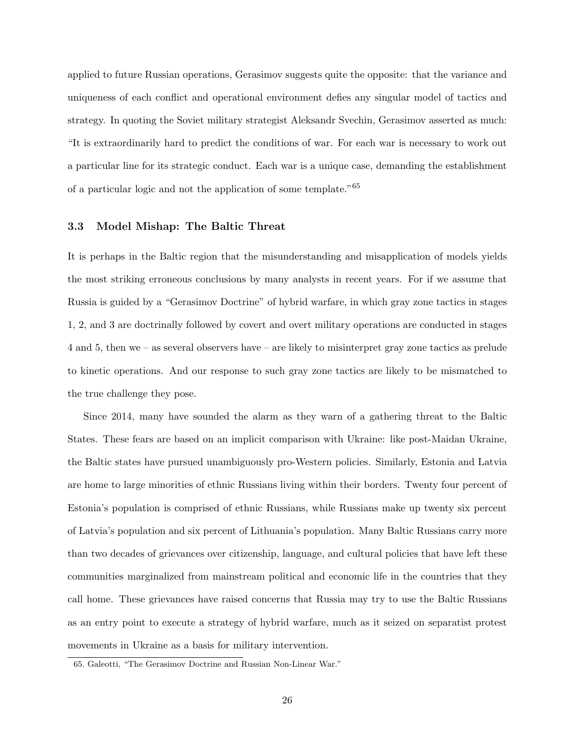applied to future Russian operations, Gerasimov suggests quite the opposite: that the variance and uniqueness of each conflict and operational environment defies any singular model of tactics and strategy. In quoting the Soviet military strategist Aleksandr Svechin, Gerasimov asserted as much: "It is extraordinarily hard to predict the conditions of war. For each war is necessary to work out a particular line for its strategic conduct. Each war is a unique case, demanding the establishment of a particular logic and not the application of some template."[65]

### 3.3 Model Mishap: The Baltic Threat

It is perhaps in the Baltic region that the misunderstanding and misapplication of models yields the most striking erroneous conclusions by many analysts in recent years. For if we assume that Russia is guided by a "Gerasimov Doctrine" of hybrid warfare, in which gray zone tactics in stages 1, 2, and 3 are doctrinally followed by covert and overt military operations are conducted in stages 4 and 5, then we – as several observers have – are likely to misinterpret gray zone tactics as prelude to kinetic operations. And our response to such gray zone tactics are likely to be mismatched to the true challenge they pose.

Since 2014, many have sounded the alarm as they warn of a gathering threat to the Baltic States. These fears are based on an implicit comparison with Ukraine: like post-Maidan Ukraine, the Baltic states have pursued unambiguously pro-Western policies. Similarly, Estonia and Latvia are home to large minorities of ethnic Russians living within their borders. Twenty four percent of Estonia's population is comprised of ethnic Russians, while Russians make up twenty six percent of Latvia's population and six percent of Lithuania's population. Many Baltic Russians carry more than two decades of grievances over citizenship, language, and cultural policies that have left these communities marginalized from mainstream political and economic life in the countries that they call home. These grievances have raised concerns that Russia may try to use the Baltic Russians as an entry point to execute a strategy of hybrid warfare, much as it seized on separatist protest movements in Ukraine as a basis for military intervention.

65. Galeotti, "The Gerasimov Doctrine and Russian Non-Linear War."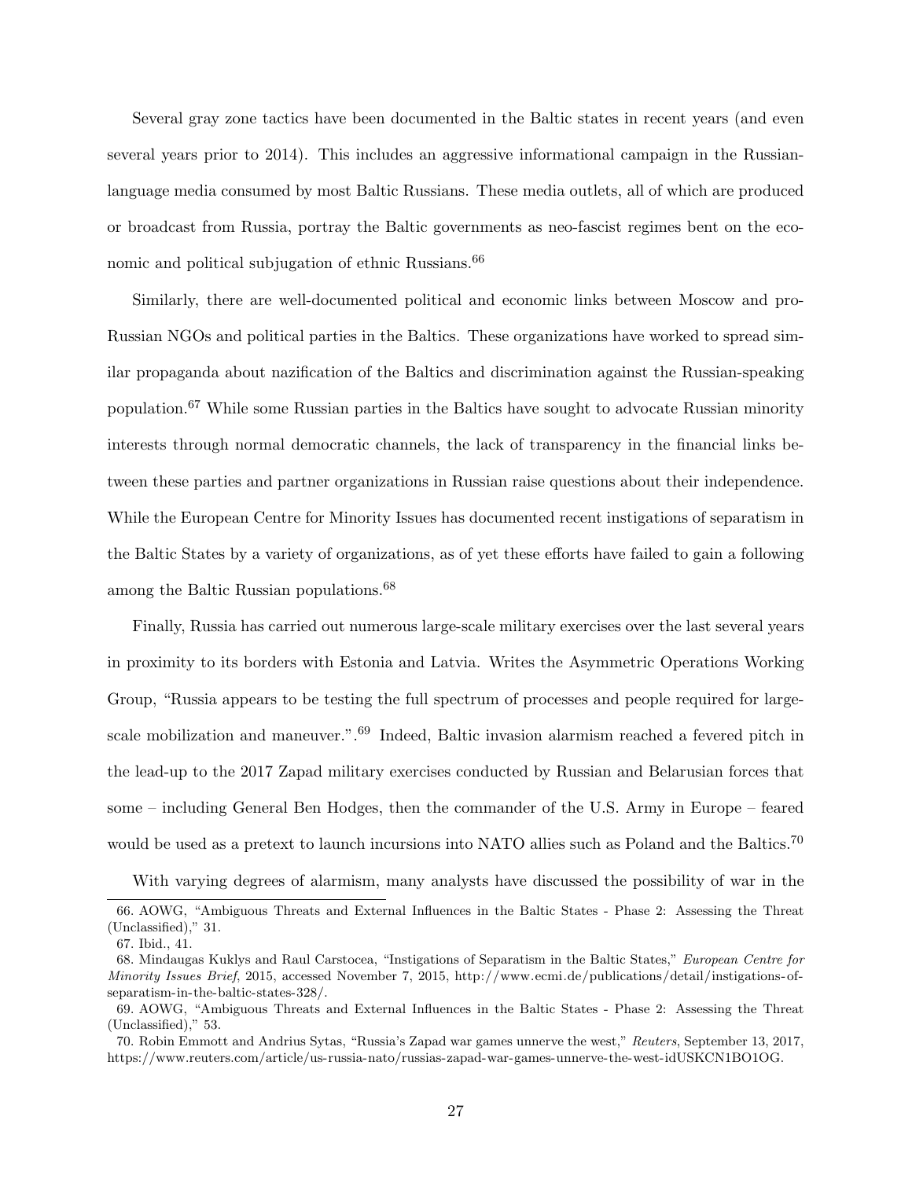Several gray zone tactics have been documented in the Baltic states in recent years (and even several years prior to 2014). This includes an aggressive informational campaign in the Russian-language media consumed by most Baltic Russians. These media outlets, all of which are produced or broadcast from Russia, portray the Baltic governments as neo-fascist regimes bent on the economic and political subjugation of ethnic Russians.[66]

Similarly, there are well-documented political and economic links between Moscow and pro-Russian NGOs and political parties in the Baltics. These organizations have worked to spread similar propaganda about nazification of the Baltics and discrimination against the Russian-speaking population.[67] While some Russian parties in the Baltics have sought to advocate Russian minority interests through normal democratic channels, the lack of transparency in the financial links between these parties and partner organizations in Russian raise questions about their independence. While the European Centre for Minority Issues has documented recent instigations of separatism in the Baltic States by a variety of organizations, as of yet these efforts have failed to gain a following among the Baltic Russian populations.[68]

Finally, Russia has carried out numerous large-scale military exercises over the last several years in proximity to its borders with Estonia and Latvia. Writes the Asymmetric Operations Working Group, "Russia appears to be testing the full spectrum of processes and people required for large-scale mobilization and maneuver.".[69] Indeed, Baltic invasion alarmism reached a fevered pitch in the lead-up to the 2017 Zapad military exercises conducted by Russian and Belarusian forces that some – including General Ben Hodges, then the commander of the U.S. Army in Europe – feared would be used as a pretext to launch incursions into NATO allies such as Poland and the Baltics.[70]

With varying degrees of alarmism, many analysts have discussed the possibility of war in the

66. AOWG, "Ambiguous Threats and External Influences in the Baltic States - Phase 2: Assessing the Threat (Unclassified)," 31.

67. Ibid., 41.

68. Mindaugas Kuklys and Raul Carstocea, "Instigations of Separatism in the Baltic States," *European Centre for Minority Issues Brief*, 2015, accessed November 7, 2015, http://www.ecmi.de/publications/detail/instigations-of-separatism-in-the-baltic-states-328/.

69. AOWG, "Ambiguous Threats and External Influences in the Baltic States - Phase 2: Assessing the Threat (Unclassified)," 53.

70. Robin Emmott and Andrius Sytas, "Russia's Zapad war games unnerve the west," *Reuters*, September 13, 2017, https://www.reuters.com/article/us-russia-nato/russias-zapad-war-games-unnerve-the-west-idUSKCN1BO1OG.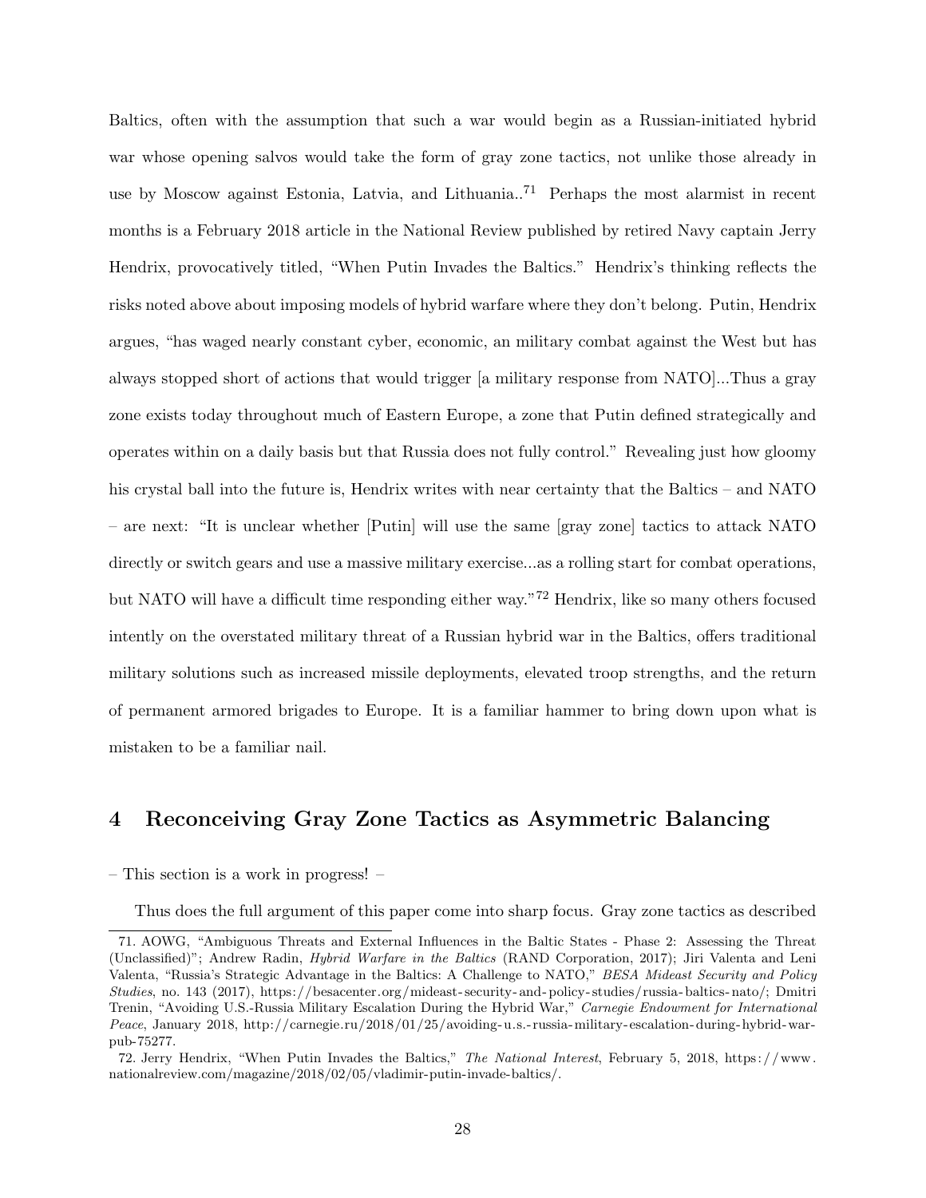Baltics, often with the assumption that such a war would begin as a Russian-initiated hybrid war whose opening salvos would take the form of gray zone tactics, not unlike those already in use by Moscow against Estonia, Latvia, and Lithuania..[71] Perhaps the most alarmist in recent months is a February 2018 article in the National Review published by retired Navy captain Jerry Hendrix, provocatively titled, "When Putin Invades the Baltics." Hendrix's thinking reflects the risks noted above about imposing models of hybrid warfare where they don't belong. Putin, Hendrix argues, "has waged nearly constant cyber, economic, an military combat against the West but has always stopped short of actions that would trigger [a military response from NATO]...Thus a gray zone exists today throughout much of Eastern Europe, a zone that Putin defined strategically and operates within on a daily basis but that Russia does not fully control." Revealing just how gloomy his crystal ball into the future is, Hendrix writes with near certainty that the Baltics – and NATO – are next: "It is unclear whether [Putin] will use the same [gray zone] tactics to attack NATO directly or switch gears and use a massive military exercise...as a rolling start for combat operations, but NATO will have a difficult time responding either way."[72] Hendrix, like so many others focused intently on the overstated military threat of a Russian hybrid war in the Baltics, offers traditional military solutions such as increased missile deployments, elevated troop strengths, and the return of permanent armored brigades to Europe. It is a familiar hammer to bring down upon what is mistaken to be a familiar nail.

## 4 Reconceiving Gray Zone Tactics as Asymmetric Balancing

– This section is a work in progress! –

Thus does the full argument of this paper come into sharp focus. Gray zone tactics as described

---

71. AOWG, "Ambiguous Threats and External Influences in the Baltic States - Phase 2: Assessing the Threat (Unclassified)"; Andrew Radin, *Hybrid Warfare in the Baltics* (RAND Corporation, 2017); Jiri Valenta and Leni Valenta, "Russia's Strategic Advantage in the Baltics: A Challenge to NATO," *BESA Mideast Security and Policy Studies*, no. 143 (2017), https://besacenter.org/mideast-security-and-policy-studies/russia-baltics-nato/; Dmitri Trenin, "Avoiding U.S.-Russia Military Escalation During the Hybrid War," *Carnegie Endowment for International Peace*, January 2018, http://carnegie.ru/2018/01/25/avoiding-u.s.-russia-military-escalation-during-hybrid-war-pub-75277.

72. Jerry Hendrix, "When Putin Invades the Baltics," *The National Interest*, February 5, 2018, https://www.nationalreview.com/magazine/2018/02/05/vladimir-putin-invade-baltics/.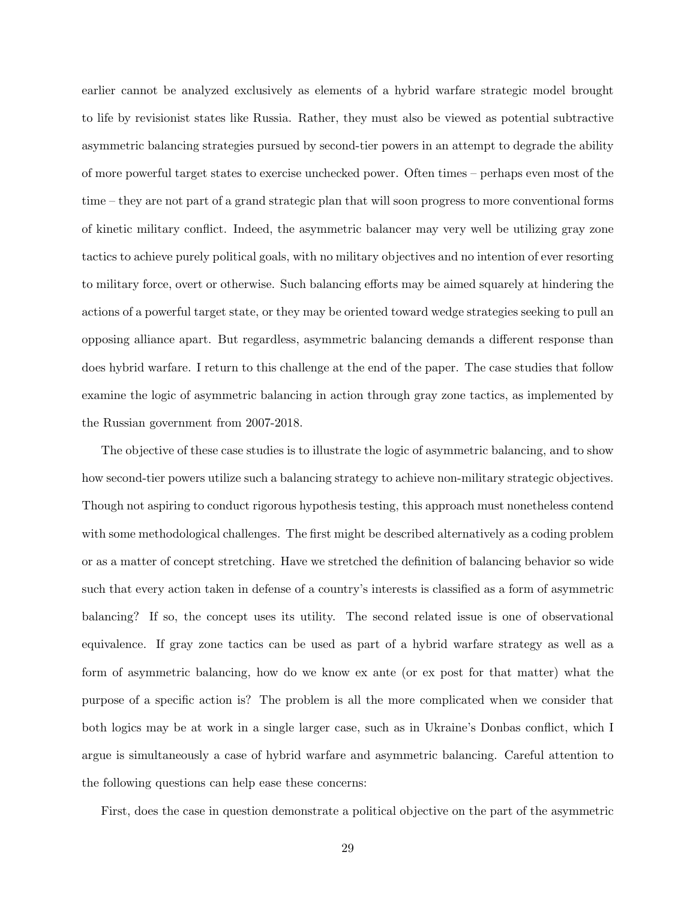earlier cannot be analyzed exclusively as elements of a hybrid warfare strategic model brought to life by revisionist states like Russia. Rather, they must also be viewed as potential subtractive asymmetric balancing strategies pursued by second-tier powers in an attempt to degrade the ability of more powerful target states to exercise unchecked power. Often times – perhaps even most of the time – they are not part of a grand strategic plan that will soon progress to more conventional forms of kinetic military conflict. Indeed, the asymmetric balancer may very well be utilizing gray zone tactics to achieve purely political goals, with no military objectives and no intention of ever resorting to military force, overt or otherwise. Such balancing efforts may be aimed squarely at hindering the actions of a powerful target state, or they may be oriented toward wedge strategies seeking to pull an opposing alliance apart. But regardless, asymmetric balancing demands a different response than does hybrid warfare. I return to this challenge at the end of the paper. The case studies that follow examine the logic of asymmetric balancing in action through gray zone tactics, as implemented by the Russian government from 2007-2018.

The objective of these case studies is to illustrate the logic of asymmetric balancing, and to show how second-tier powers utilize such a balancing strategy to achieve non-military strategic objectives. Though not aspiring to conduct rigorous hypothesis testing, this approach must nonetheless contend with some methodological challenges. The first might be described alternatively as a coding problem or as a matter of concept stretching. Have we stretched the definition of balancing behavior so wide such that every action taken in defense of a country's interests is classified as a form of asymmetric balancing? If so, the concept uses its utility. The second related issue is one of observational equivalence. If gray zone tactics can be used as part of a hybrid warfare strategy as well as a form of asymmetric balancing, how do we know ex ante (or ex post for that matter) what the purpose of a specific action is? The problem is all the more complicated when we consider that both logics may be at work in a single larger case, such as in Ukraine's Donbas conflict, which I argue is simultaneously a case of hybrid warfare and asymmetric balancing. Careful attention to the following questions can help ease these concerns:

First, does the case in question demonstrate a political objective on the part of the asymmetric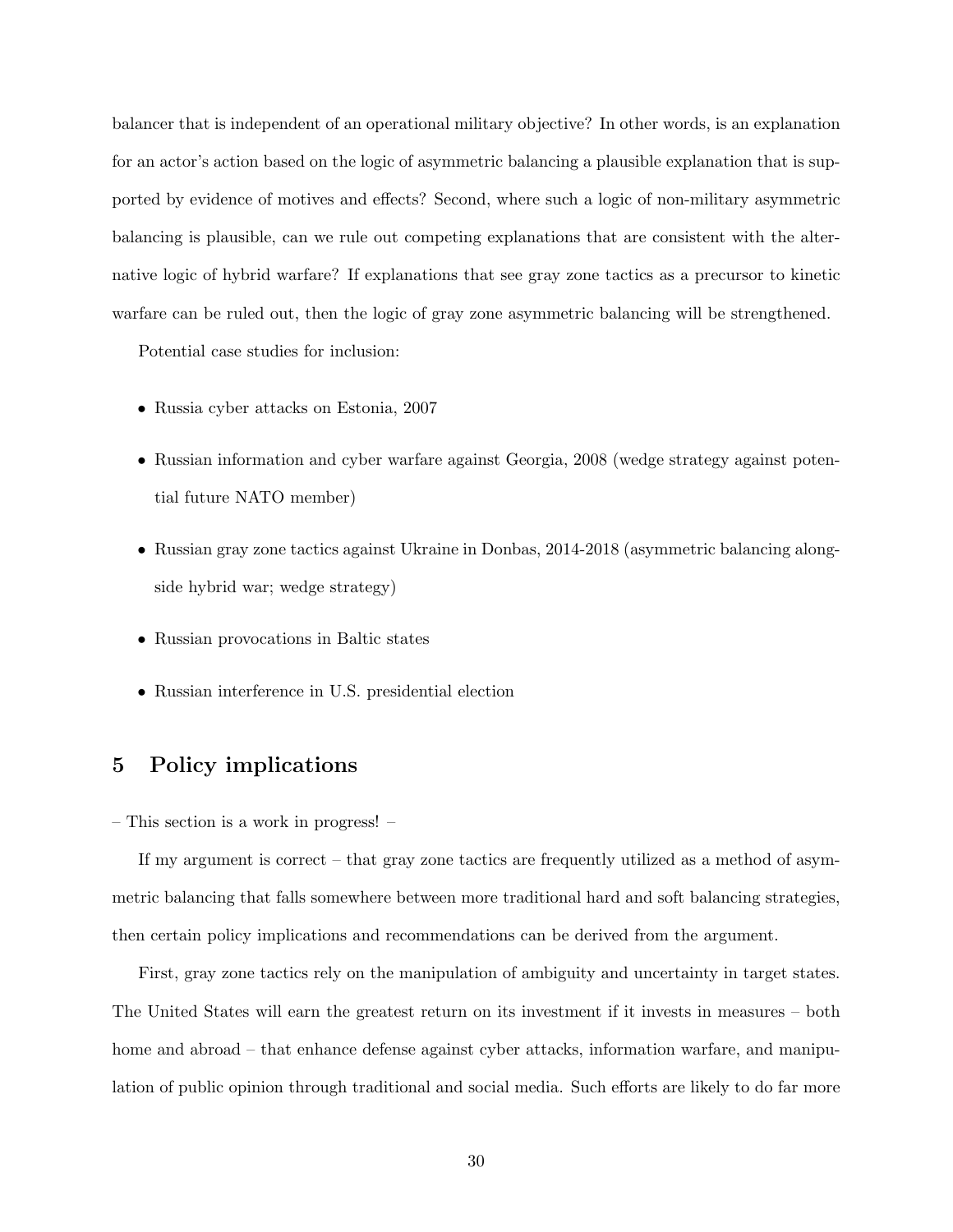balancer that is independent of an operational military objective? In other words, is an explanation for an actor's action based on the logic of asymmetric balancing a plausible explanation that is supported by evidence of motives and effects? Second, where such a logic of non-military asymmetric balancing is plausible, can we rule out competing explanations that are consistent with the alternative logic of hybrid warfare? If explanations that see gray zone tactics as a precursor to kinetic warfare can be ruled out, then the logic of gray zone asymmetric balancing will be strengthened.

Potential case studies for inclusion:

- Russia cyber attacks on Estonia, 2007
- Russian information and cyber warfare against Georgia, 2008 (wedge strategy against potential future NATO member)
- Russian gray zone tactics against Ukraine in Donbas, 2014-2018 (asymmetric balancing alongside hybrid war; wedge strategy)
- Russian provocations in Baltic states
- Russian interference in U.S. presidential election

## 5 Policy implications

– This section is a work in progress! –

If my argument is correct – that gray zone tactics are frequently utilized as a method of asymmetric balancing that falls somewhere between more traditional hard and soft balancing strategies, then certain policy implications and recommendations can be derived from the argument.

First, gray zone tactics rely on the manipulation of ambiguity and uncertainty in target states. The United States will earn the greatest return on its investment if it invests in measures – both home and abroad – that enhance defense against cyber attacks, information warfare, and manipulation of public opinion through traditional and social media. Such efforts are likely to do far more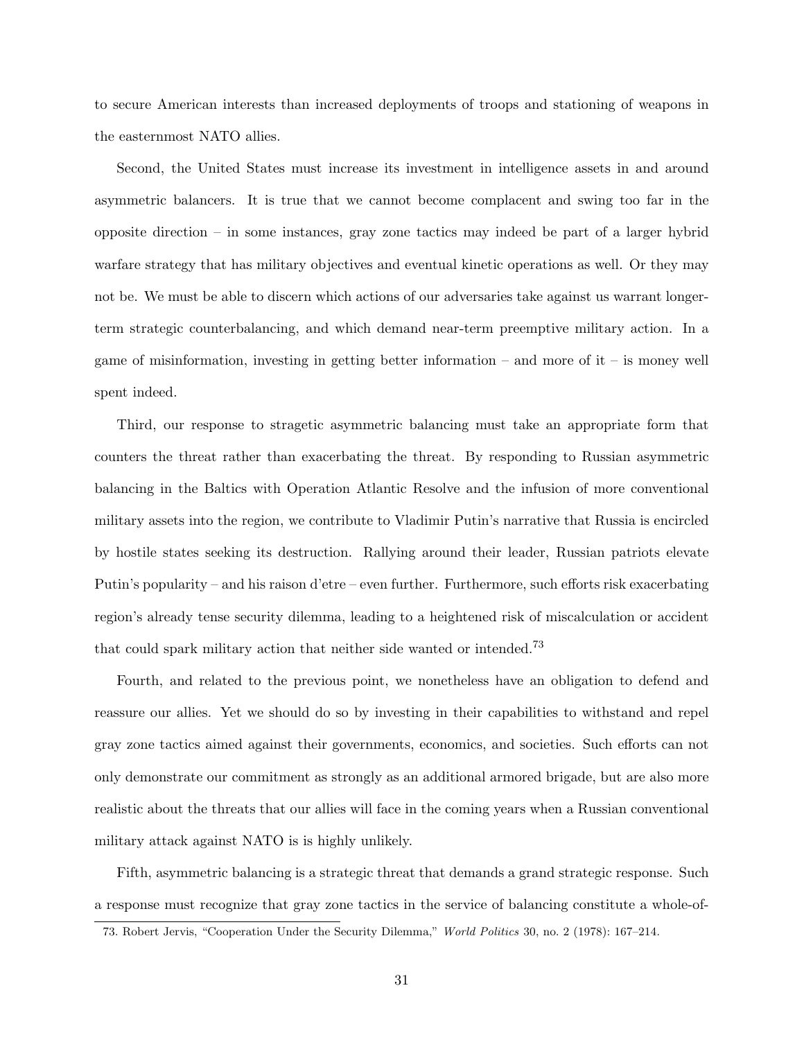to secure American interests than increased deployments of troops and stationing of weapons in the easternmost NATO allies.

Second, the United States must increase its investment in intelligence assets in and around asymmetric balancers. It is true that we cannot become complacent and swing too far in the opposite direction – in some instances, gray zone tactics may indeed be part of a larger hybrid warfare strategy that has military objectives and eventual kinetic operations as well. Or they may not be. We must be able to discern which actions of our adversaries take against us warrant longer-term strategic counterbalancing, and which demand near-term preemptive military action. In a game of misinformation, investing in getting better information – and more of it – is money well spent indeed.

Third, our response to stragetic asymmetric balancing must take an appropriate form that counters the threat rather than exacerbating the threat. By responding to Russian asymmetric balancing in the Baltics with Operation Atlantic Resolve and the infusion of more conventional military assets into the region, we contribute to Vladimir Putin's narrative that Russia is encircled by hostile states seeking its destruction. Rallying around their leader, Russian patriots elevate Putin's popularity – and his raison d'etre – even further. Furthermore, such efforts risk exacerbating region's already tense security dilemma, leading to a heightened risk of miscalculation or accident that could spark military action that neither side wanted or intended.[73]

Fourth, and related to the previous point, we nonetheless have an obligation to defend and reassure our allies. Yet we should do so by investing in their capabilities to withstand and repel gray zone tactics aimed against their governments, economics, and societies. Such efforts can not only demonstrate our commitment as strongly as an additional armored brigade, but are also more realistic about the threats that our allies will face in the coming years when a Russian conventional military attack against NATO is is highly unlikely.

Fifth, asymmetric balancing is a strategic threat that demands a grand strategic response. Such a response must recognize that gray zone tactics in the service of balancing constitute a whole-of-

73. Robert Jervis, "Cooperation Under the Security Dilemma," *World Politics* 30, no. 2 (1978): 167–214.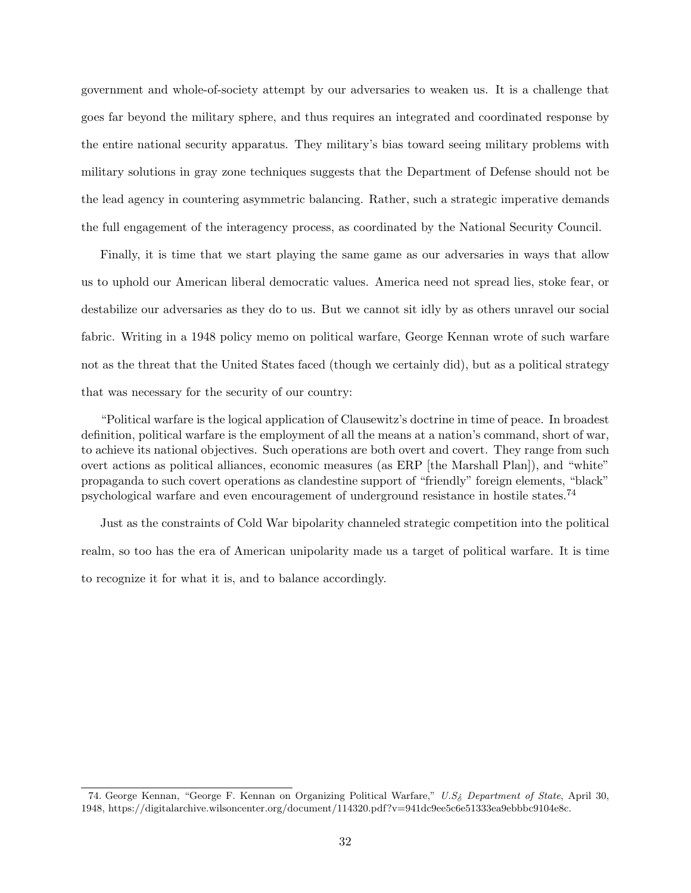government and whole-of-society attempt by our adversaries to weaken us. It is a challenge that goes far beyond the military sphere, and thus requires an integrated and coordinated response by the entire national security apparatus. They military's bias toward seeing military problems with military solutions in gray zone techniques suggests that the Department of Defense should not be the lead agency in countering asymmetric balancing. Rather, such a strategic imperative demands the full engagement of the interagency process, as coordinated by the National Security Council.

Finally, it is time that we start playing the same game as our adversaries in ways that allow us to uphold our American liberal democratic values. America need not spread lies, stoke fear, or destabilize our adversaries as they do to us. But we cannot sit idly by as others unravel our social fabric. Writing in a 1948 policy memo on political warfare, George Kennan wrote of such warfare not as the threat that the United States faced (though we certainly did), but as a political strategy that was necessary for the security of our country:

> "Political warfare is the logical application of Clausewitz's doctrine in time of peace. In broadest definition, political warfare is the employment of all the means at a nation's command, short of war, to achieve its national objectives. Such operations are both overt and covert. They range from such overt actions as political alliances, economic measures (as ERP [the Marshall Plan]), and "white" propaganda to such covert operations as clandestine support of "friendly" foreign elements, "black" psychological warfare and even encouragement of underground resistance in hostile states.[74]

Just as the constraints of Cold War bipolarity channeled strategic competition into the political realm, so too has the era of American unipolarity made us a target of political warfare. It is time to recognize it for what it is, and to balance accordingly.

---

74. George Kennan, "George F. Kennan on Organizing Political Warfare," *U.S¿ Department of State*, April 30, 1948, https://digitalarchive.wilsoncenter.org/document/114320.pdf?v=941dc9ee5c6e51333ea9ebbbc9104e8c.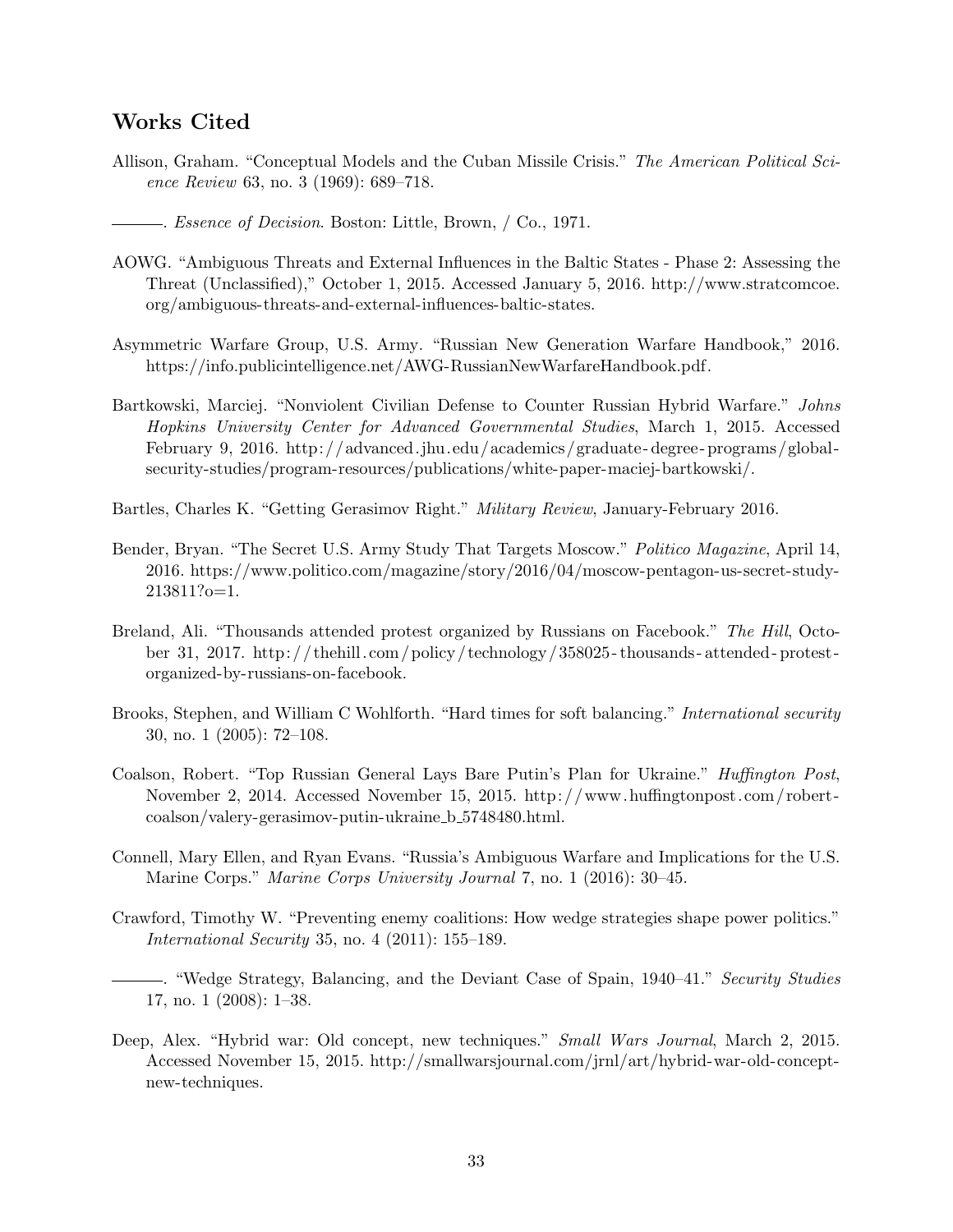## Works Cited

Allison, Graham. "Conceptual Models and the Cuban Missile Crisis." *The American Political Science Review* 63, no. 3 (1969): 689–718.

———. *Essence of Decision*. Boston: Little, Brown, / Co., 1971.

AOWG. "Ambiguous Threats and External Influences in the Baltic States - Phase 2: Assessing the Threat (Unclassified)," October 1, 2015. Accessed January 5, 2016. http://www.stratcomcoe.org/ambiguous-threats-and-external-influences-baltic-states.

Asymmetric Warfare Group, U.S. Army. "Russian New Generation Warfare Handbook," 2016. https://info.publicintelligence.net/AWG-RussianNewWarfareHandbook.pdf.

Bartkowski, Marciej. "Nonviolent Civilian Defense to Counter Russian Hybrid Warfare." *Johns Hopkins University Center for Advanced Governmental Studies*, March 1, 2015. Accessed February 9, 2016. http://advanced.jhu.edu/academics/graduate-degree-programs/global-security-studies/program-resources/publications/white-paper-maciej-bartkowski/.

Bartles, Charles K. "Getting Gerasimov Right." *Military Review*, January-February 2016.

Bender, Bryan. "The Secret U.S. Army Study That Targets Moscow." *Politico Magazine*, April 14, 2016. https://www.politico.com/magazine/story/2016/04/moscow-pentagon-us-secret-study-213811?o=1.

Breland, Ali. "Thousands attended protest organized by Russians on Facebook." *The Hill*, October 31, 2017. http://thehill.com/policy/technology/358025-thousands-attended-protest-organized-by-russians-on-facebook.

Brooks, Stephen, and William C Wohlforth. "Hard times for soft balancing." *International security* 30, no. 1 (2005): 72–108.

Coalson, Robert. "Top Russian General Lays Bare Putin's Plan for Ukraine." *Huffington Post*, November 2, 2014. Accessed November 15, 2015. http://www.huffingtonpost.com/robert-coalson/valery-gerasimov-putin-ukraine_b_5748480.html.

Connell, Mary Ellen, and Ryan Evans. "Russia's Ambiguous Warfare and Implications for the U.S. Marine Corps." *Marine Corps University Journal* 7, no. 1 (2016): 30–45.

Crawford, Timothy W. "Preventing enemy coalitions: How wedge strategies shape power politics." *International Security* 35, no. 4 (2011): 155–189.

———. "Wedge Strategy, Balancing, and the Deviant Case of Spain, 1940–41." *Security Studies* 17, no. 1 (2008): 1–38.

Deep, Alex. "Hybrid war: Old concept, new techniques." *Small Wars Journal*, March 2, 2015. Accessed November 15, 2015. http://smallwarsjournal.com/jrnl/art/hybrid-war-old-concept-new-techniques.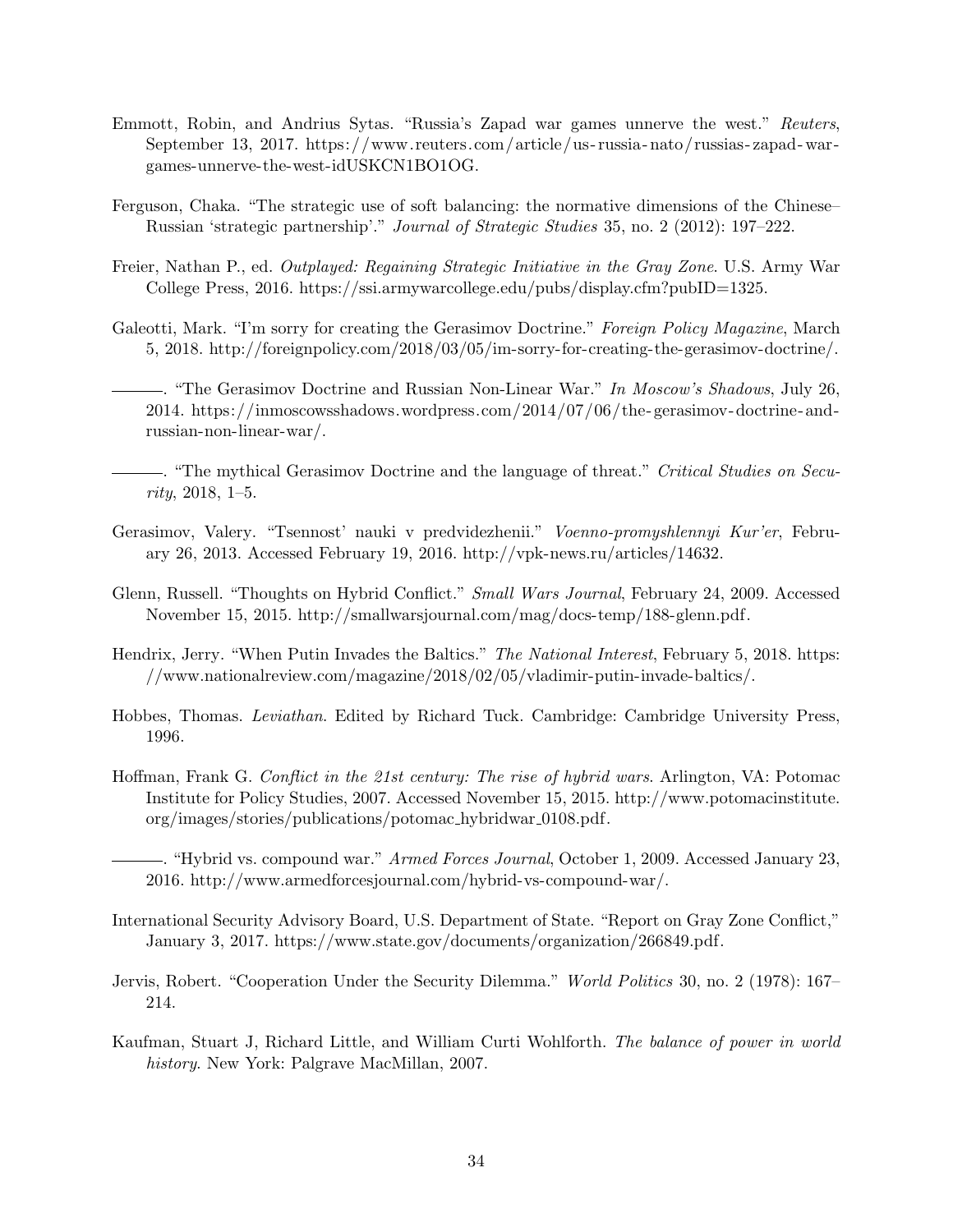Emmott, Robin, and Andrius Sytas. "Russia's Zapad war games unnerve the west." *Reuters*, September 13, 2017. https://www.reuters.com/article/us-russia-nato/russias-zapad-war-games-unnerve-the-west-idUSKCN1BO1OG.

Ferguson, Chaka. "The strategic use of soft balancing: the normative dimensions of the Chinese–Russian 'strategic partnership'." *Journal of Strategic Studies* 35, no. 2 (2012): 197–222.

Freier, Nathan P., ed. *Outplayed: Regaining Strategic Initiative in the Gray Zone*. U.S. Army War College Press, 2016. https://ssi.armywarcollege.edu/pubs/display.cfm?pubID=1325.

Galeotti, Mark. "I'm sorry for creating the Gerasimov Doctrine." *Foreign Policy Magazine*, March 5, 2018. http://foreignpolicy.com/2018/03/05/im-sorry-for-creating-the-gerasimov-doctrine/.

———. "The Gerasimov Doctrine and Russian Non-Linear War." *In Moscow's Shadows*, July 26, 2014. https://inmoscowsshadows.wordpress.com/2014/07/06/the-gerasimov-doctrine-and-russian-non-linear-war/.

———. "The mythical Gerasimov Doctrine and the language of threat." *Critical Studies on Security*, 2018, 1–5.

Gerasimov, Valery. "Tsennost' nauki v predvidezhenii." *Voenno-promyshlennyi Kur'er*, February 26, 2013. Accessed February 19, 2016. http://vpk-news.ru/articles/14632.

Glenn, Russell. "Thoughts on Hybrid Conflict." *Small Wars Journal*, February 24, 2009. Accessed November 15, 2015. http://smallwarsjournal.com/mag/docs-temp/188-glenn.pdf.

Hendrix, Jerry. "When Putin Invades the Baltics." *The National Interest*, February 5, 2018. https://www.nationalreview.com/magazine/2018/02/05/vladimir-putin-invade-baltics/.

Hobbes, Thomas. *Leviathan*. Edited by Richard Tuck. Cambridge: Cambridge University Press, 1996.

Hoffman, Frank G. *Conflict in the 21st century: The rise of hybrid wars*. Arlington, VA: Potomac Institute for Policy Studies, 2007. Accessed November 15, 2015. http://www.potomacinstitute.org/images/stories/publications/potomac_hybridwar_0108.pdf.

———. "Hybrid vs. compound war." *Armed Forces Journal*, October 1, 2009. Accessed January 23, 2016. http://www.armedforcesjournal.com/hybrid-vs-compound-war/.

International Security Advisory Board, U.S. Department of State. "Report on Gray Zone Conflict," January 3, 2017. https://www.state.gov/documents/organization/266849.pdf.

Jervis, Robert. "Cooperation Under the Security Dilemma." *World Politics* 30, no. 2 (1978): 167–214.

Kaufman, Stuart J, Richard Little, and William Curti Wohlforth. *The balance of power in world history*. New York: Palgrave MacMillan, 2007.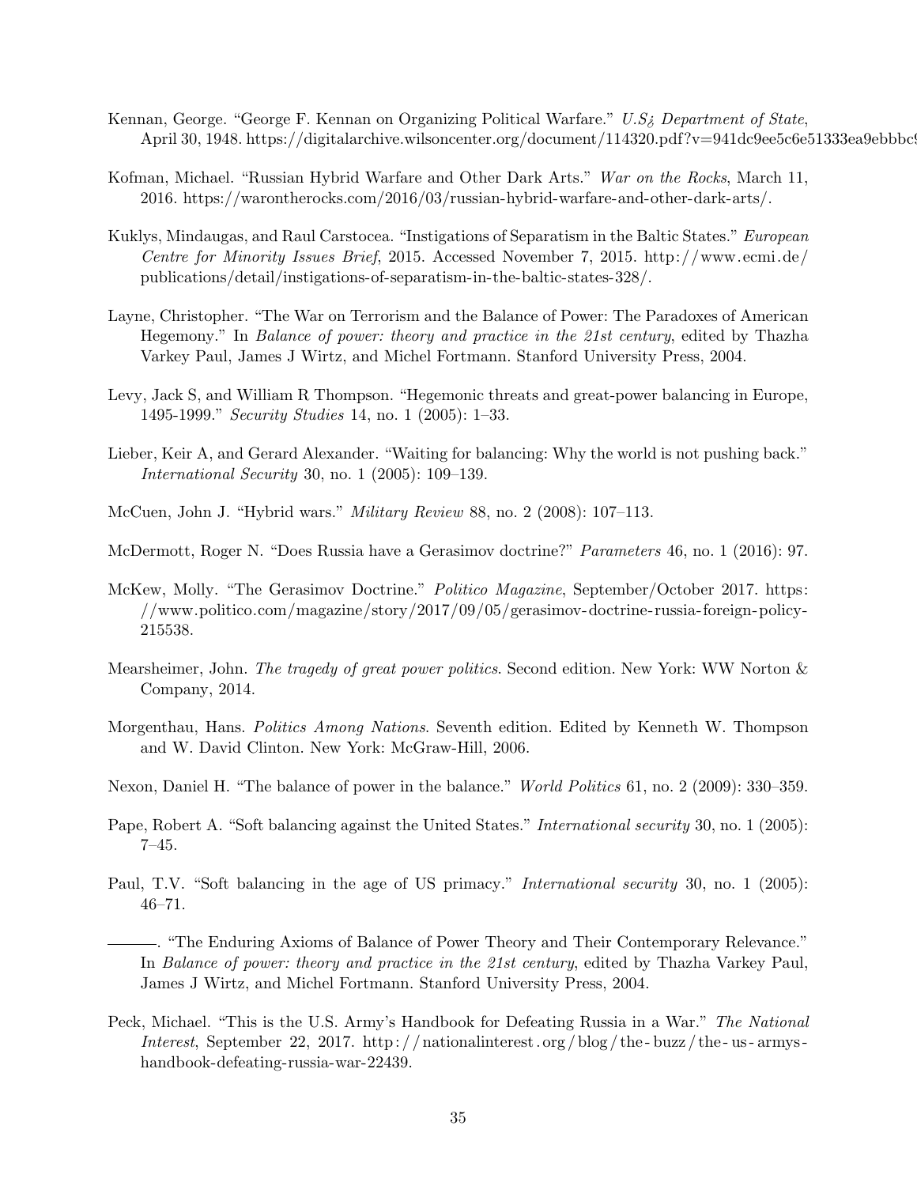Kennan, George. "George F. Kennan on Organizing Political Warfare." *U.S¿ Department of State*, April 30, 1948. https://digitalarchive.wilsoncenter.org/document/114320.pdf?v=941dc9ee5c6e51333ea9ebbbc9

Kofman, Michael. "Russian Hybrid Warfare and Other Dark Arts." *War on the Rocks*, March 11, 2016. https://warontherocks.com/2016/03/russian-hybrid-warfare-and-other-dark-arts/.

Kuklys, Mindaugas, and Raul Carstocea. "Instigations of Separatism in the Baltic States." *European Centre for Minority Issues Brief*, 2015. Accessed November 7, 2015. http://www.ecmi.de/publications/detail/instigations-of-separatism-in-the-baltic-states-328/.

Layne, Christopher. "The War on Terrorism and the Balance of Power: The Paradoxes of American Hegemony." In *Balance of power: theory and practice in the 21st century*, edited by Thazha Varkey Paul, James J Wirtz, and Michel Fortmann. Stanford University Press, 2004.

Levy, Jack S, and William R Thompson. "Hegemonic threats and great-power balancing in Europe, 1495-1999." *Security Studies* 14, no. 1 (2005): 1–33.

Lieber, Keir A, and Gerard Alexander. "Waiting for balancing: Why the world is not pushing back." *International Security* 30, no. 1 (2005): 109–139.

McCuen, John J. "Hybrid wars." *Military Review* 88, no. 2 (2008): 107–113.

McDermott, Roger N. "Does Russia have a Gerasimov doctrine?" *Parameters* 46, no. 1 (2016): 97.

McKew, Molly. "The Gerasimov Doctrine." *Politico Magazine*, September/October 2017. https://www.politico.com/magazine/story/2017/09/05/gerasimov-doctrine-russia-foreign-policy-215538.

Mearsheimer, John. *The tragedy of great power politics*. Second edition. New York: WW Norton & Company, 2014.

Morgenthau, Hans. *Politics Among Nations*. Seventh edition. Edited by Kenneth W. Thompson and W. David Clinton. New York: McGraw-Hill, 2006.

Nexon, Daniel H. "The balance of power in the balance." *World Politics* 61, no. 2 (2009): 330–359.

Pape, Robert A. "Soft balancing against the United States." *International security* 30, no. 1 (2005): 7–45.

Paul, T.V. "Soft balancing in the age of US primacy." *International security* 30, no. 1 (2005): 46–71.

———. "The Enduring Axioms of Balance of Power Theory and Their Contemporary Relevance." In *Balance of power: theory and practice in the 21st century*, edited by Thazha Varkey Paul, James J Wirtz, and Michel Fortmann. Stanford University Press, 2004.

Peck, Michael. "This is the U.S. Army's Handbook for Defeating Russia in a War." *The National Interest*, September 22, 2017. http://nationalinterest.org/blog/the-buzz/the-us-armys-handbook-defeating-russia-war-22439.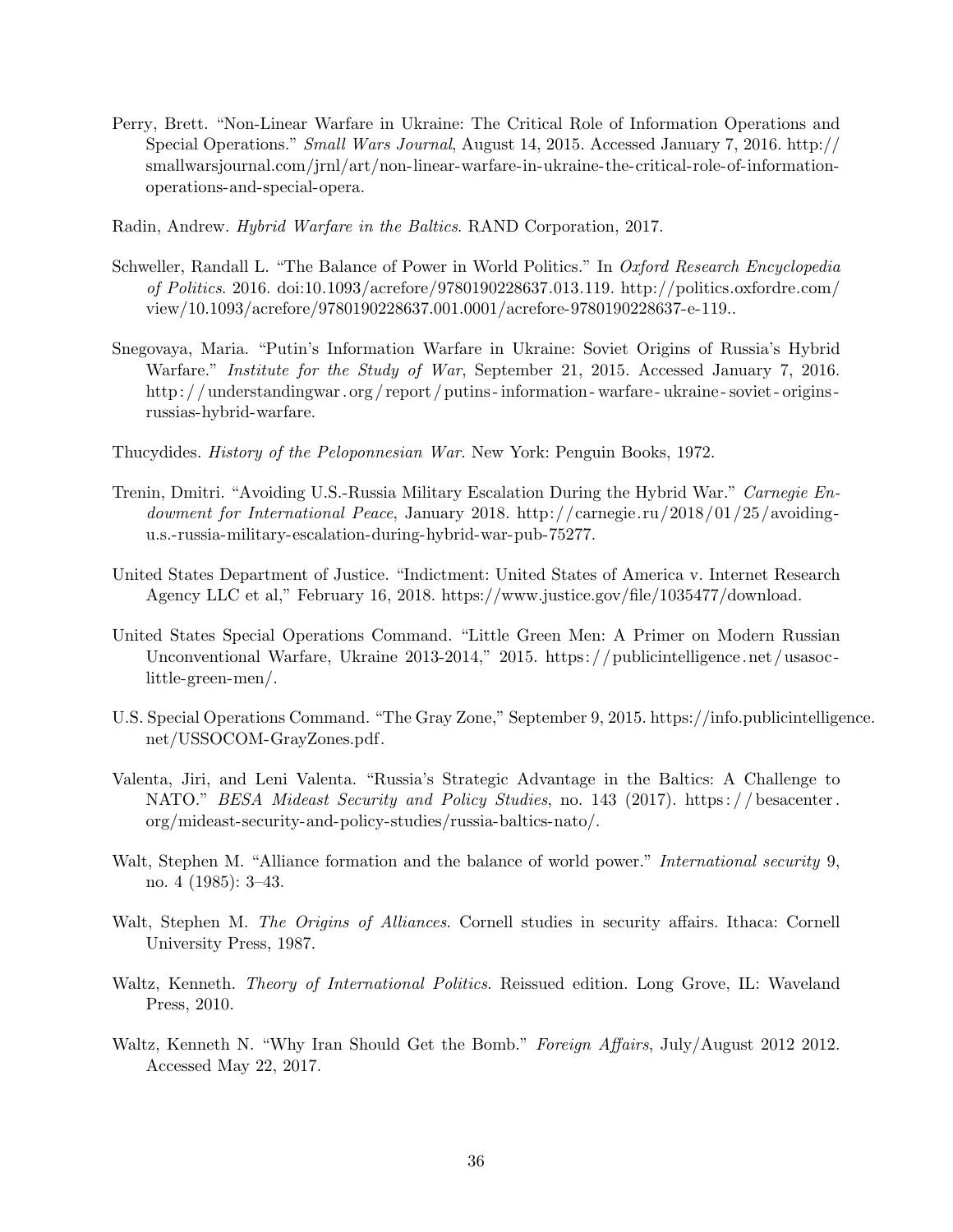Perry, Brett. "Non-Linear Warfare in Ukraine: The Critical Role of Information Operations and Special Operations." *Small Wars Journal*, August 14, 2015. Accessed January 7, 2016. http://smallwarsjournal.com/jrnl/art/non-linear-warfare-in-ukraine-the-critical-role-of-information-operations-and-special-opera.

Radin, Andrew. *Hybrid Warfare in the Baltics*. RAND Corporation, 2017.

Schweller, Randall L. "The Balance of Power in World Politics." In *Oxford Research Encyclopedia of Politics*. 2016. doi:10.1093/acrefore/9780190228637.013.119. http://politics.oxfordre.com/view/10.1093/acrefore/9780190228637.001.0001/acrefore-9780190228637-e-119..

Snegovaya, Maria. "Putin's Information Warfare in Ukraine: Soviet Origins of Russia's Hybrid Warfare." *Institute for the Study of War*, September 21, 2015. Accessed January 7, 2016. http://understandingwar.org/report/putins-information-warfare-ukraine-soviet-origins-russias-hybrid-warfare.

Thucydides. *History of the Peloponnesian War*. New York: Penguin Books, 1972.

Trenin, Dmitri. "Avoiding U.S.-Russia Military Escalation During the Hybrid War." *Carnegie Endowment for International Peace*, January 2018. http://carnegie.ru/2018/01/25/avoiding-u.s.-russia-military-escalation-during-hybrid-war-pub-75277.

United States Department of Justice. "Indictment: United States of America v. Internet Research Agency LLC et al," February 16, 2018. https://www.justice.gov/file/1035477/download.

United States Special Operations Command. "Little Green Men: A Primer on Modern Russian Unconventional Warfare, Ukraine 2013-2014," 2015. https://publicintelligence.net/usasoc-little-green-men/.

U.S. Special Operations Command. "The Gray Zone," September 9, 2015. https://info.publicintelligence.net/USSOCOM-GrayZones.pdf.

Valenta, Jiri, and Leni Valenta. "Russia's Strategic Advantage in the Baltics: A Challenge to NATO." *BESA Mideast Security and Policy Studies*, no. 143 (2017). https://besacenter.org/mideast-security-and-policy-studies/russia-baltics-nato/.

Walt, Stephen M. "Alliance formation and the balance of world power." *International security* 9, no. 4 (1985): 3–43.

Walt, Stephen M. *The Origins of Alliances*. Cornell studies in security affairs. Ithaca: Cornell University Press, 1987.

Waltz, Kenneth. *Theory of International Politics*. Reissued edition. Long Grove, IL: Waveland Press, 2010.

Waltz, Kenneth N. "Why Iran Should Get the Bomb." *Foreign Affairs*, July/August 2012 2012. Accessed May 22, 2017.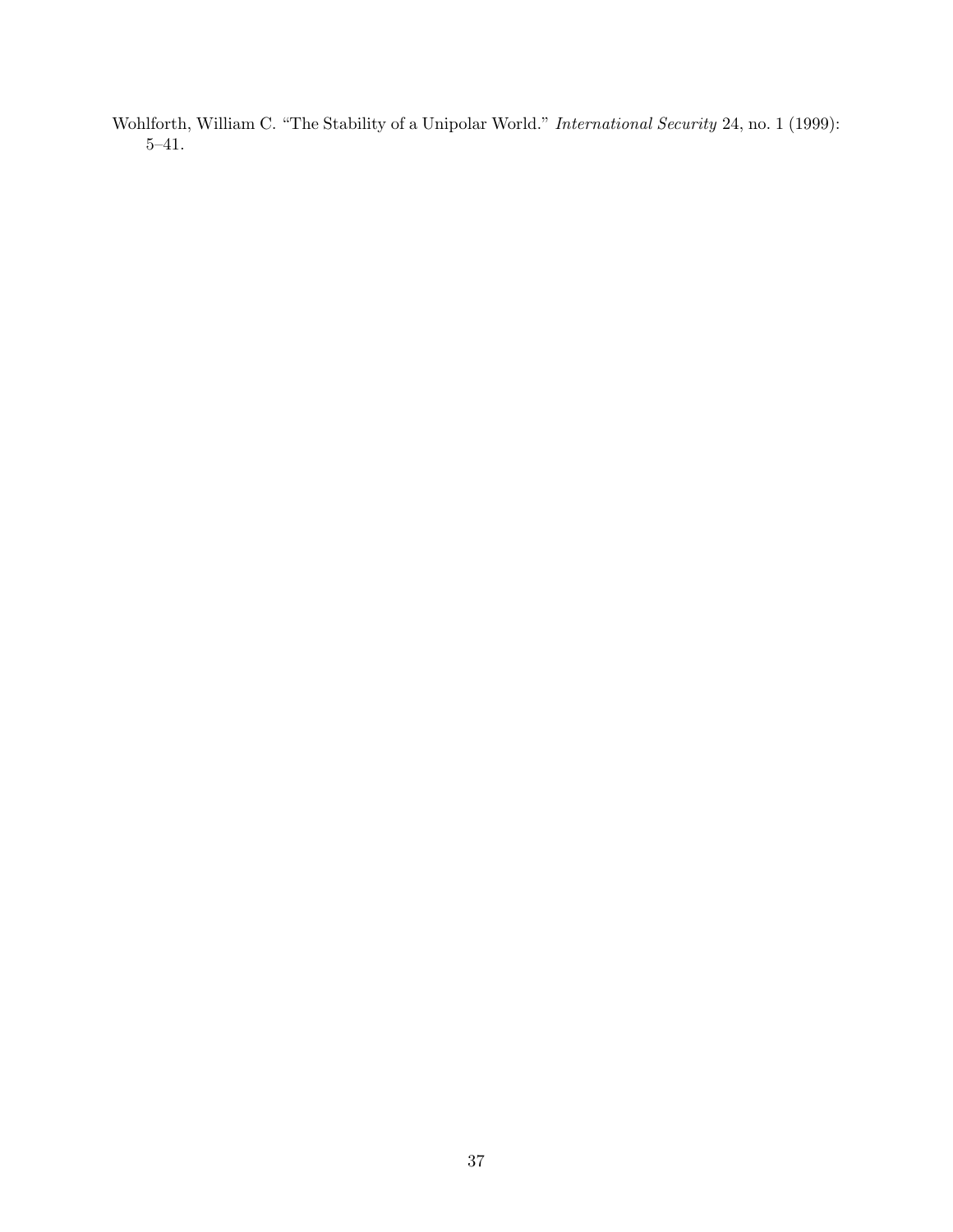Wohlforth, William C. "The Stability of a Unipolar World." *International Security* 24, no. 1 (1999): 5–41.